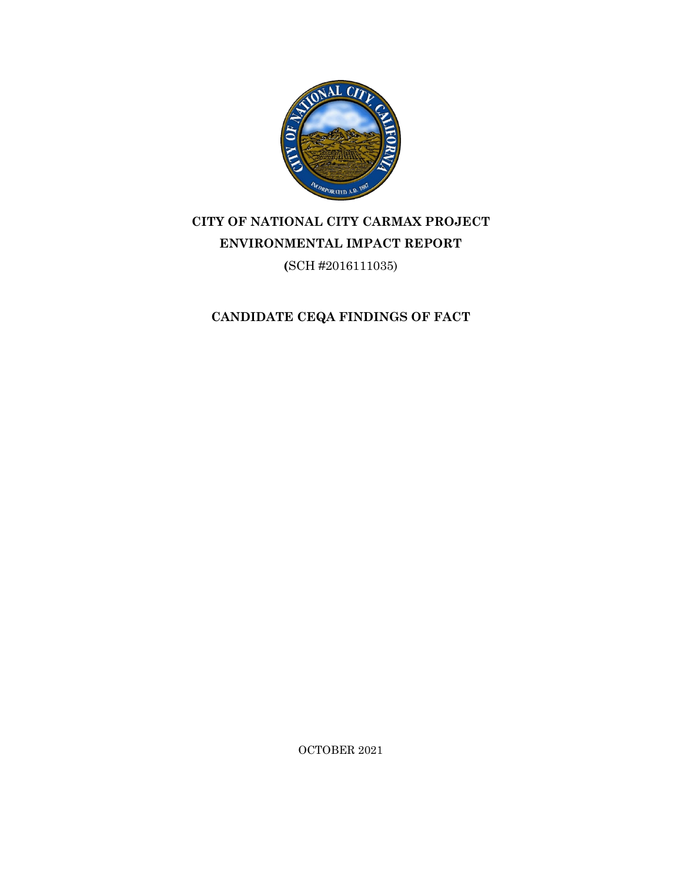# CITY OF NATIONAL CITY CARMAX PROJECT ENVIRONMENTAL IMPACT REPORT

(SCH #2016111035)

## CANDIDATE CEQA FINDINGS OF FACT

OCTOBER 2021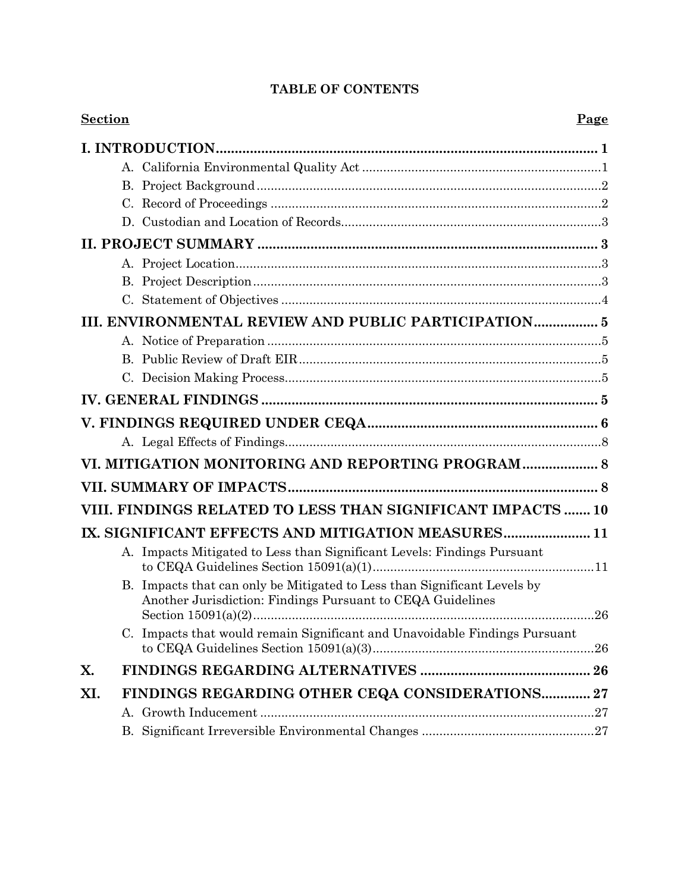# TABLE OF CONTENTS

| Section | Page |
|---|---|
| **I. INTRODUCTION** | **1** |
| A. California Environmental Quality Act | 1 |
| B. Project Background | 2 |
| C. Record of Proceedings | 2 |
| D. Custodian and Location of Records | 3 |
| **II. PROJECT SUMMARY** | **3** |
| A. Project Location | 3 |
| B. Project Description | 3 |
| C. Statement of Objectives | 4 |
| **III. ENVIRONMENTAL REVIEW AND PUBLIC PARTICIPATION** | **5** |
| A. Notice of Preparation | 5 |
| B. Public Review of Draft EIR | 5 |
| C. Decision Making Process | 5 |
| **IV. GENERAL FINDINGS** | **5** |
| **V. FINDINGS REQUIRED UNDER CEQA** | **6** |
| A. Legal Effects of Findings | 8 |
| **VI. MITIGATION MONITORING AND REPORTING PROGRAM** | **8** |
| **VII. SUMMARY OF IMPACTS** | **8** |
| **VIII. FINDINGS RELATED TO LESS THAN SIGNIFICANT IMPACTS** | **10** |
| **IX. SIGNIFICANT EFFECTS AND MITIGATION MEASURES** | **11** |
| A. Impacts Mitigated to Less than Significant Levels: Findings Pursuant to CEQA Guidelines Section 15091(a)(1) | 11 |
| B. Impacts that can only be Mitigated to Less than Significant Levels by Another Jurisdiction: Findings Pursuant to CEQA Guidelines Section 15091(a)(2) | 26 |
| C. Impacts that would remain Significant and Unavoidable Findings Pursuant to CEQA Guidelines Section 15091(a)(3) | 26 |
| **X. FINDINGS REGARDING ALTERNATIVES** | **26** |
| **XI. FINDINGS REGARDING OTHER CEQA CONSIDERATIONS** | **27** |
| A. Growth Inducement | 27 |
| B. Significant Irreversible Environmental Changes | 27 |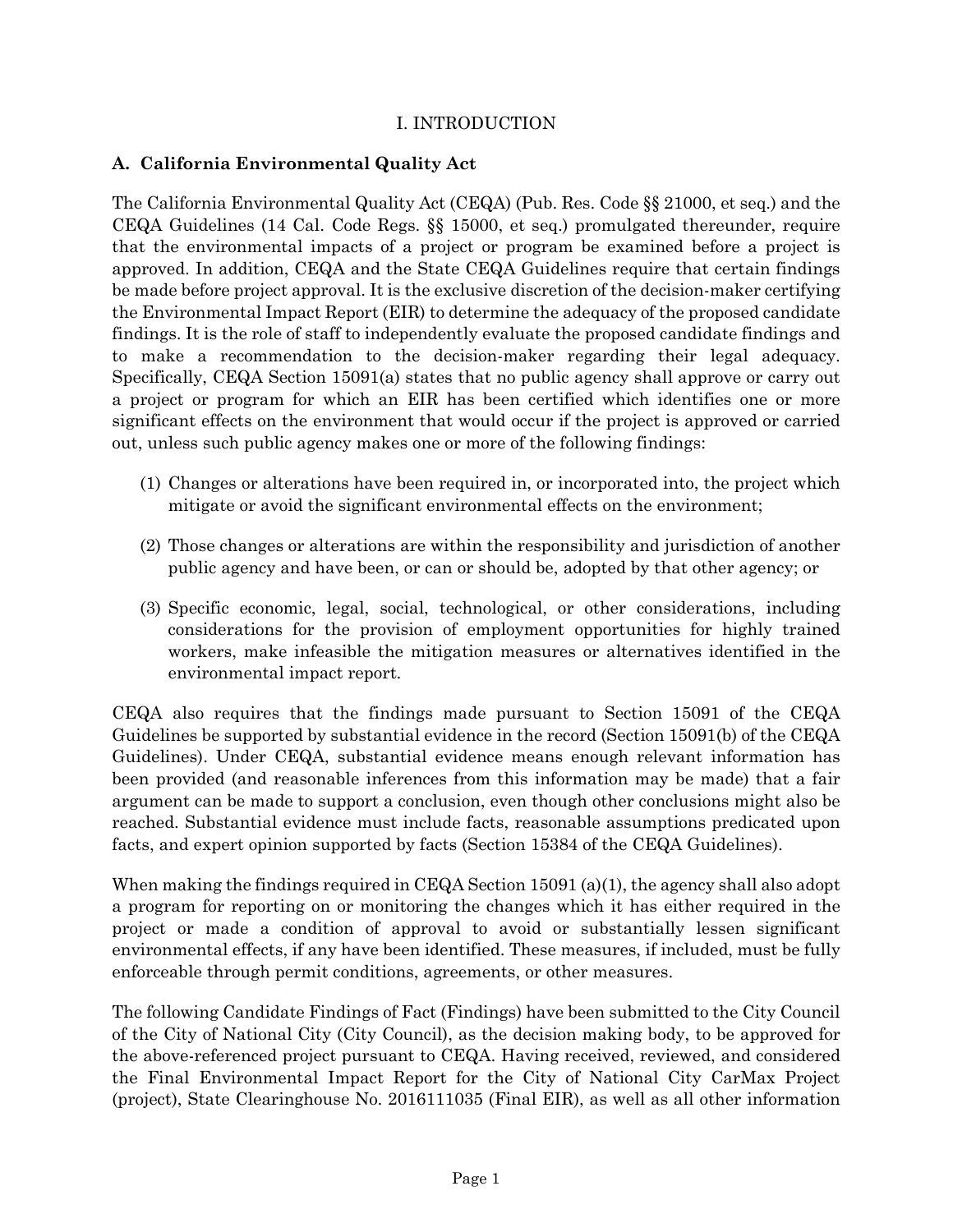# I. INTRODUCTION

## A. California Environmental Quality Act

The California Environmental Quality Act (CEQA) (Pub. Res. Code §§ 21000, et seq.) and the CEQA Guidelines (14 Cal. Code Regs. §§ 15000, et seq.) promulgated thereunder, require that the environmental impacts of a project or program be examined before a project is approved. In addition, CEQA and the State CEQA Guidelines require that certain findings be made before project approval. It is the exclusive discretion of the decision-maker certifying the Environmental Impact Report (EIR) to determine the adequacy of the proposed candidate findings. It is the role of staff to independently evaluate the proposed candidate findings and to make a recommendation to the decision-maker regarding their legal adequacy. Specifically, CEQA Section 15091(a) states that no public agency shall approve or carry out a project or program for which an EIR has been certified which identifies one or more significant effects on the environment that would occur if the project is approved or carried out, unless such public agency makes one or more of the following findings:

(1) Changes or alterations have been required in, or incorporated into, the project which mitigate or avoid the significant environmental effects on the environment;

(2) Those changes or alterations are within the responsibility and jurisdiction of another public agency and have been, or can or should be, adopted by that other agency; or

(3) Specific economic, legal, social, technological, or other considerations, including considerations for the provision of employment opportunities for highly trained workers, make infeasible the mitigation measures or alternatives identified in the environmental impact report.

CEQA also requires that the findings made pursuant to Section 15091 of the CEQA Guidelines be supported by substantial evidence in the record (Section 15091(b) of the CEQA Guidelines). Under CEQA, substantial evidence means enough relevant information has been provided (and reasonable inferences from this information may be made) that a fair argument can be made to support a conclusion, even though other conclusions might also be reached. Substantial evidence must include facts, reasonable assumptions predicated upon facts, and expert opinion supported by facts (Section 15384 of the CEQA Guidelines).

When making the findings required in CEQA Section 15091 (a)(1), the agency shall also adopt a program for reporting on or monitoring the changes which it has either required in the project or made a condition of approval to avoid or substantially lessen significant environmental effects, if any have been identified. These measures, if included, must be fully enforceable through permit conditions, agreements, or other measures.

The following Candidate Findings of Fact (Findings) have been submitted to the City Council of the City of National City (City Council), as the decision making body, to be approved for the above-referenced project pursuant to CEQA. Having received, reviewed, and considered the Final Environmental Impact Report for the City of National City CarMax Project (project), State Clearinghouse No. 2016111035 (Final EIR), as well as all other information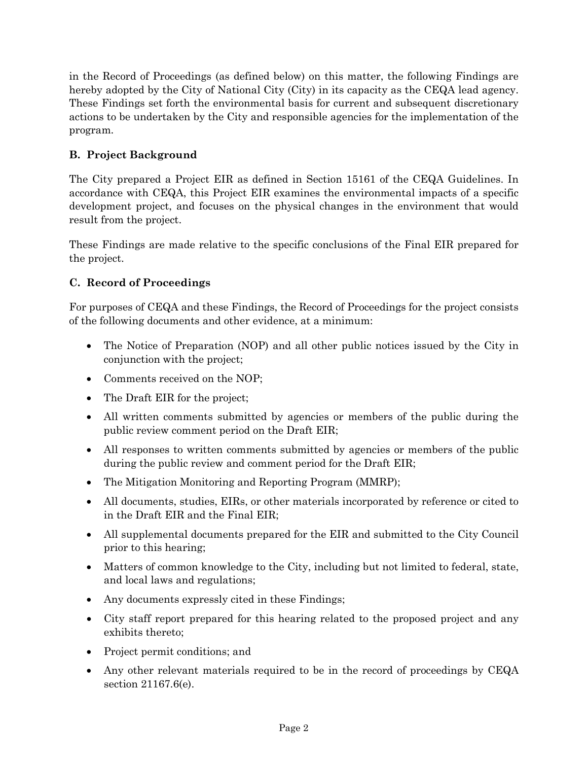in the Record of Proceedings (as defined below) on this matter, the following Findings are hereby adopted by the City of National City (City) in its capacity as the CEQA lead agency. These Findings set forth the environmental basis for current and subsequent discretionary actions to be undertaken by the City and responsible agencies for the implementation of the program.

### B. Project Background

The City prepared a Project EIR as defined in Section 15161 of the CEQA Guidelines. In accordance with CEQA, this Project EIR examines the environmental impacts of a specific development project, and focuses on the physical changes in the environment that would result from the project.

These Findings are made relative to the specific conclusions of the Final EIR prepared for the project.

### C. Record of Proceedings

For purposes of CEQA and these Findings, the Record of Proceedings for the project consists of the following documents and other evidence, at a minimum:

- The Notice of Preparation (NOP) and all other public notices issued by the City in conjunction with the project;
- Comments received on the NOP;
- The Draft EIR for the project;
- All written comments submitted by agencies or members of the public during the public review comment period on the Draft EIR;
- All responses to written comments submitted by agencies or members of the public during the public review and comment period for the Draft EIR;
- The Mitigation Monitoring and Reporting Program (MMRP);
- All documents, studies, EIRs, or other materials incorporated by reference or cited to in the Draft EIR and the Final EIR;
- All supplemental documents prepared for the EIR and submitted to the City Council prior to this hearing;
- Matters of common knowledge to the City, including but not limited to federal, state, and local laws and regulations;
- Any documents expressly cited in these Findings;
- City staff report prepared for this hearing related to the proposed project and any exhibits thereto;
- Project permit conditions; and
- Any other relevant materials required to be in the record of proceedings by CEQA section 21167.6(e).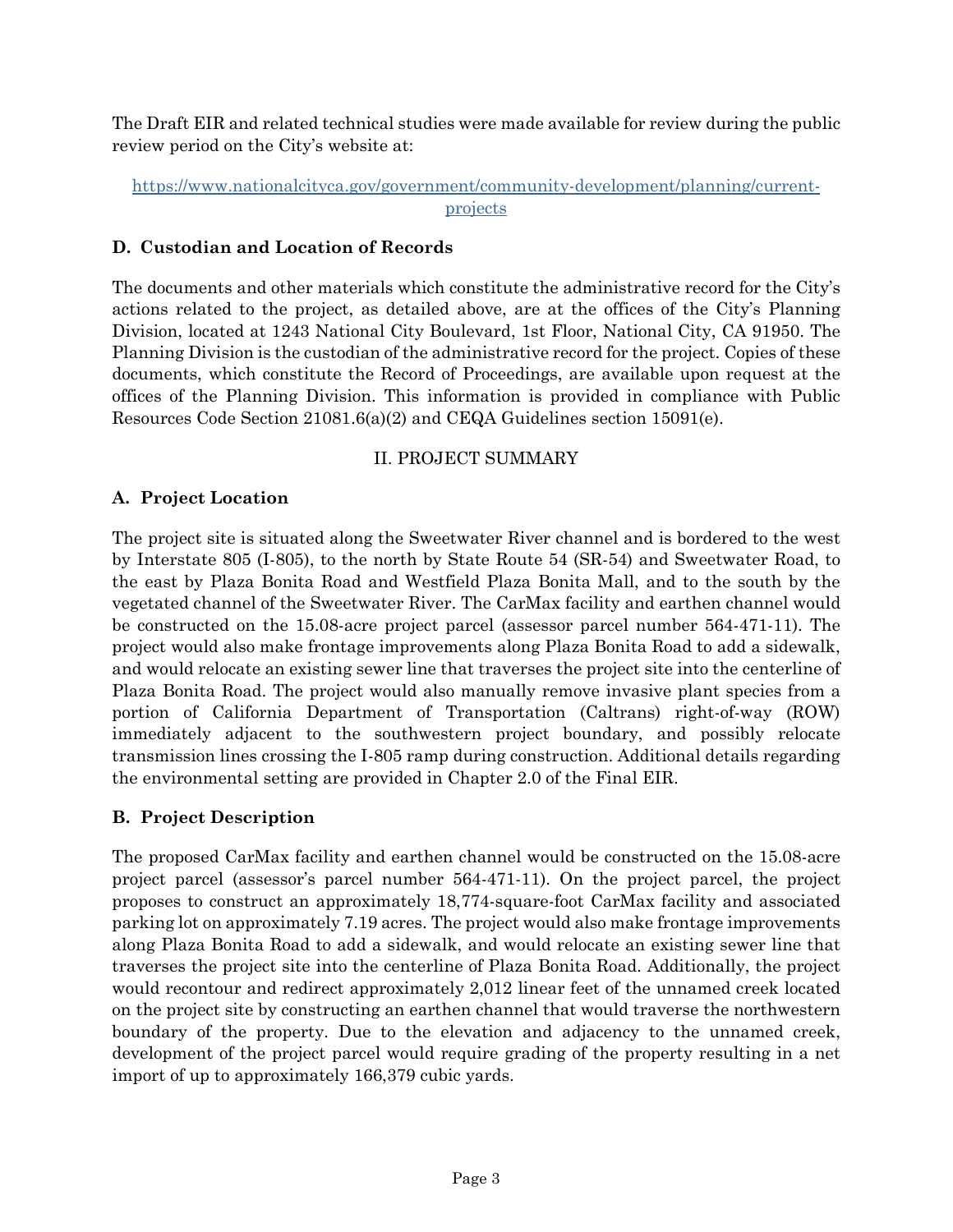The Draft EIR and related technical studies were made available for review during the public review period on the City's website at:

[https://www.nationalcityca.gov/government/community-development/planning/current-projects](https://www.nationalcityca.gov/government/community-development/planning/current-projects)

### D. Custodian and Location of Records

The documents and other materials which constitute the administrative record for the City's actions related to the project, as detailed above, are at the offices of the City's Planning Division, located at 1243 National City Boulevard, 1st Floor, National City, CA 91950. The Planning Division is the custodian of the administrative record for the project. Copies of these documents, which constitute the Record of Proceedings, are available upon request at the offices of the Planning Division. This information is provided in compliance with Public Resources Code Section 21081.6(a)(2) and CEQA Guidelines section 15091(e).

## II. PROJECT SUMMARY

### A. Project Location

The project site is situated along the Sweetwater River channel and is bordered to the west by Interstate 805 (I-805), to the north by State Route 54 (SR-54) and Sweetwater Road, to the east by Plaza Bonita Road and Westfield Plaza Bonita Mall, and to the south by the vegetated channel of the Sweetwater River. The CarMax facility and earthen channel would be constructed on the 15.08-acre project parcel (assessor parcel number 564-471-11). The project would also make frontage improvements along Plaza Bonita Road to add a sidewalk, and would relocate an existing sewer line that traverses the project site into the centerline of Plaza Bonita Road. The project would also manually remove invasive plant species from a portion of California Department of Transportation (Caltrans) right-of-way (ROW) immediately adjacent to the southwestern project boundary, and possibly relocate transmission lines crossing the I-805 ramp during construction. Additional details regarding the environmental setting are provided in Chapter 2.0 of the Final EIR.

### B. Project Description

The proposed CarMax facility and earthen channel would be constructed on the 15.08-acre project parcel (assessor's parcel number 564-471-11). On the project parcel, the project proposes to construct an approximately 18,774-square-foot CarMax facility and associated parking lot on approximately 7.19 acres. The project would also make frontage improvements along Plaza Bonita Road to add a sidewalk, and would relocate an existing sewer line that traverses the project site into the centerline of Plaza Bonita Road. Additionally, the project would recontour and redirect approximately 2,012 linear feet of the unnamed creek located on the project site by constructing an earthen channel that would traverse the northwestern boundary of the property. Due to the elevation and adjacency to the unnamed creek, development of the project parcel would require grading of the property resulting in a net import of up to approximately 166,379 cubic yards.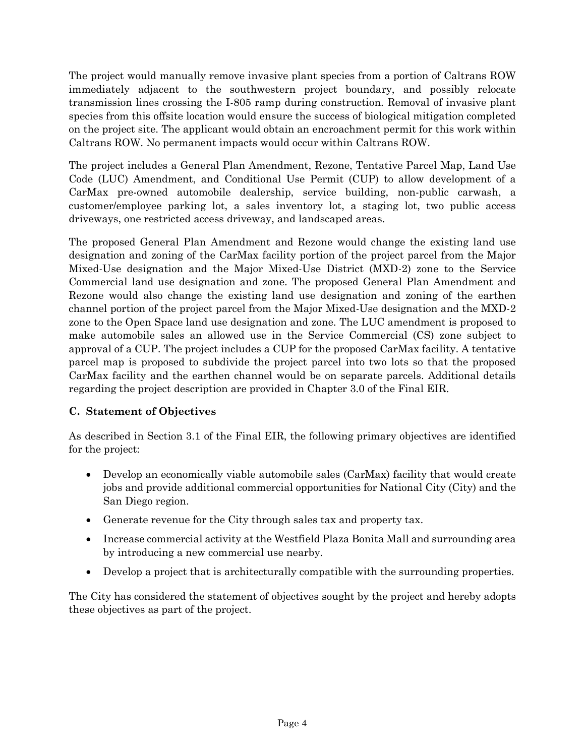The project would manually remove invasive plant species from a portion of Caltrans ROW immediately adjacent to the southwestern project boundary, and possibly relocate transmission lines crossing the I-805 ramp during construction. Removal of invasive plant species from this offsite location would ensure the success of biological mitigation completed on the project site. The applicant would obtain an encroachment permit for this work within Caltrans ROW. No permanent impacts would occur within Caltrans ROW.

The project includes a General Plan Amendment, Rezone, Tentative Parcel Map, Land Use Code (LUC) Amendment, and Conditional Use Permit (CUP) to allow development of a CarMax pre-owned automobile dealership, service building, non-public carwash, a customer/employee parking lot, a sales inventory lot, a staging lot, two public access driveways, one restricted access driveway, and landscaped areas.

The proposed General Plan Amendment and Rezone would change the existing land use designation and zoning of the CarMax facility portion of the project parcel from the Major Mixed-Use designation and the Major Mixed-Use District (MXD-2) zone to the Service Commercial land use designation and zone. The proposed General Plan Amendment and Rezone would also change the existing land use designation and zoning of the earthen channel portion of the project parcel from the Major Mixed-Use designation and the MXD-2 zone to the Open Space land use designation and zone. The LUC amendment is proposed to make automobile sales an allowed use in the Service Commercial (CS) zone subject to approval of a CUP. The project includes a CUP for the proposed CarMax facility. A tentative parcel map is proposed to subdivide the project parcel into two lots so that the proposed CarMax facility and the earthen channel would be on separate parcels. Additional details regarding the project description are provided in Chapter 3.0 of the Final EIR.

### C. Statement of Objectives

As described in Section 3.1 of the Final EIR, the following primary objectives are identified for the project:

- Develop an economically viable automobile sales (CarMax) facility that would create jobs and provide additional commercial opportunities for National City (City) and the San Diego region.
- Generate revenue for the City through sales tax and property tax.
- Increase commercial activity at the Westfield Plaza Bonita Mall and surrounding area by introducing a new commercial use nearby.
- Develop a project that is architecturally compatible with the surrounding properties.

The City has considered the statement of objectives sought by the project and hereby adopts these objectives as part of the project.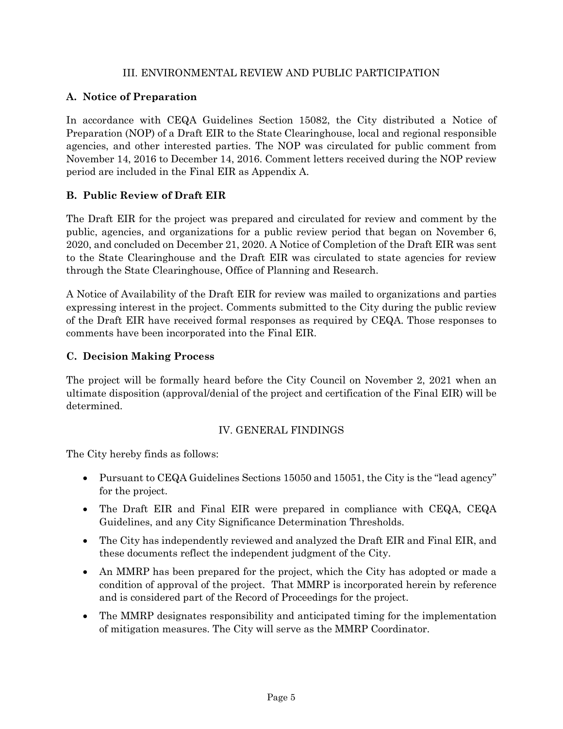## III. ENVIRONMENTAL REVIEW AND PUBLIC PARTICIPATION

### A. Notice of Preparation

In accordance with CEQA Guidelines Section 15082, the City distributed a Notice of Preparation (NOP) of a Draft EIR to the State Clearinghouse, local and regional responsible agencies, and other interested parties. The NOP was circulated for public comment from November 14, 2016 to December 14, 2016. Comment letters received during the NOP review period are included in the Final EIR as Appendix A.

### B. Public Review of Draft EIR

The Draft EIR for the project was prepared and circulated for review and comment by the public, agencies, and organizations for a public review period that began on November 6, 2020, and concluded on December 21, 2020. A Notice of Completion of the Draft EIR was sent to the State Clearinghouse and the Draft EIR was circulated to state agencies for review through the State Clearinghouse, Office of Planning and Research.

A Notice of Availability of the Draft EIR for review was mailed to organizations and parties expressing interest in the project. Comments submitted to the City during the public review of the Draft EIR have received formal responses as required by CEQA. Those responses to comments have been incorporated into the Final EIR.

### C. Decision Making Process

The project will be formally heard before the City Council on November 2, 2021 when an ultimate disposition (approval/denial of the project and certification of the Final EIR) will be determined.

## IV. GENERAL FINDINGS

The City hereby finds as follows:

- Pursuant to CEQA Guidelines Sections 15050 and 15051, the City is the "lead agency" for the project.
- The Draft EIR and Final EIR were prepared in compliance with CEQA, CEQA Guidelines, and any City Significance Determination Thresholds.
- The City has independently reviewed and analyzed the Draft EIR and Final EIR, and these documents reflect the independent judgment of the City.
- An MMRP has been prepared for the project, which the City has adopted or made a condition of approval of the project. That MMRP is incorporated herein by reference and is considered part of the Record of Proceedings for the project.
- The MMRP designates responsibility and anticipated timing for the implementation of mitigation measures. The City will serve as the MMRP Coordinator.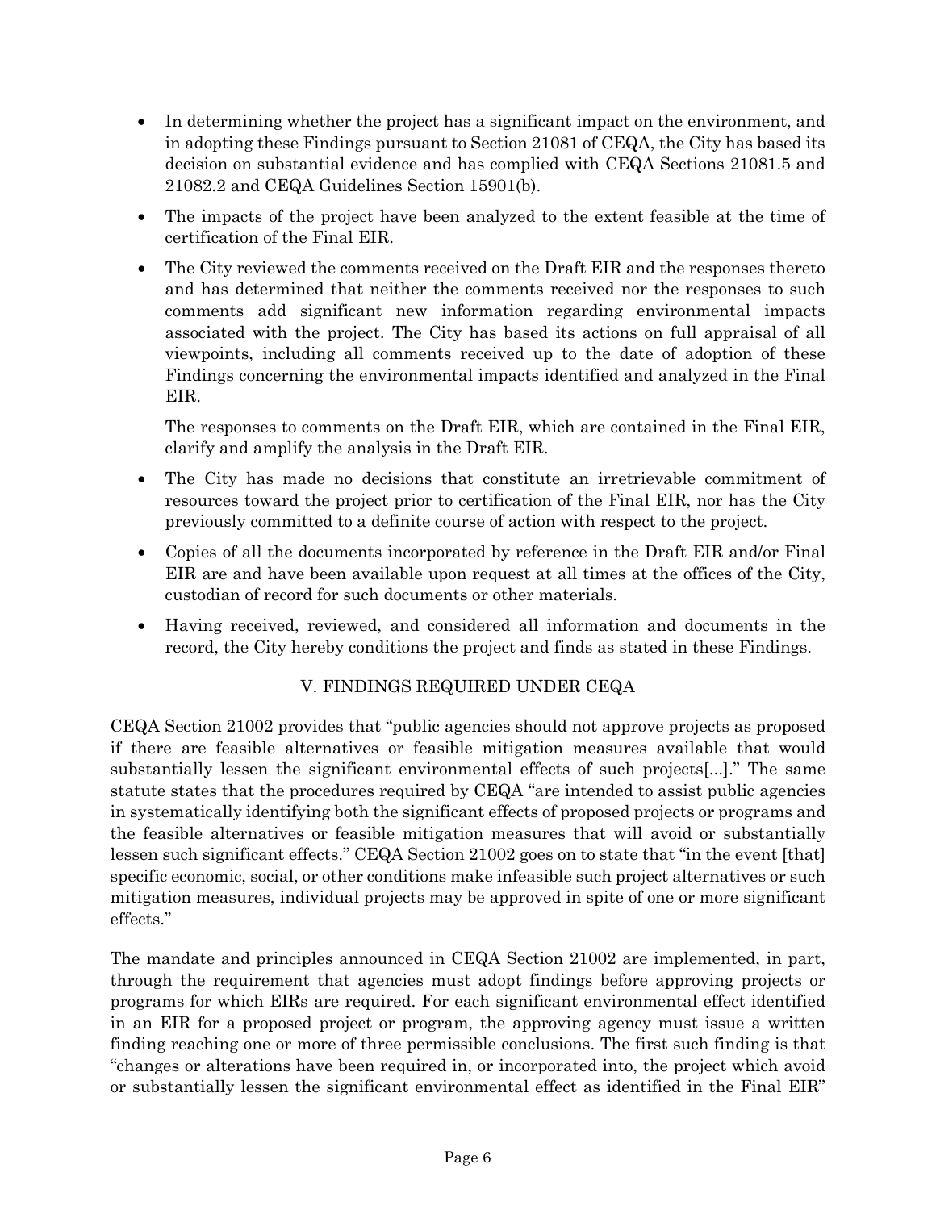- In determining whether the project has a significant impact on the environment, and in adopting these Findings pursuant to Section 21081 of CEQA, the City has based its decision on substantial evidence and has complied with CEQA Sections 21081.5 and 21082.2 and CEQA Guidelines Section 15901(b).
- The impacts of the project have been analyzed to the extent feasible at the time of certification of the Final EIR.
- The City reviewed the comments received on the Draft EIR and the responses thereto and has determined that neither the comments received nor the responses to such comments add significant new information regarding environmental impacts associated with the project. The City has based its actions on full appraisal of all viewpoints, including all comments received up to the date of adoption of these Findings concerning the environmental impacts identified and analyzed in the Final EIR.

  The responses to comments on the Draft EIR, which are contained in the Final EIR, clarify and amplify the analysis in the Draft EIR.
- The City has made no decisions that constitute an irretrievable commitment of resources toward the project prior to certification of the Final EIR, nor has the City previously committed to a definite course of action with respect to the project.
- Copies of all the documents incorporated by reference in the Draft EIR and/or Final EIR are and have been available upon request at all times at the offices of the City, custodian of record for such documents or other materials.
- Having received, reviewed, and considered all information and documents in the record, the City hereby conditions the project and finds as stated in these Findings.

## V. FINDINGS REQUIRED UNDER CEQA

CEQA Section 21002 provides that "public agencies should not approve projects as proposed if there are feasible alternatives or feasible mitigation measures available that would substantially lessen the significant environmental effects of such projects[...]." The same statute states that the procedures required by CEQA "are intended to assist public agencies in systematically identifying both the significant effects of proposed projects or programs and the feasible alternatives or feasible mitigation measures that will avoid or substantially lessen such significant effects." CEQA Section 21002 goes on to state that "in the event [that] specific economic, social, or other conditions make infeasible such project alternatives or such mitigation measures, individual projects may be approved in spite of one or more significant effects."

The mandate and principles announced in CEQA Section 21002 are implemented, in part, through the requirement that agencies must adopt findings before approving projects or programs for which EIRs are required. For each significant environmental effect identified in an EIR for a proposed project or program, the approving agency must issue a written finding reaching one or more of three permissible conclusions. The first such finding is that "changes or alterations have been required in, or incorporated into, the project which avoid or substantially lessen the significant environmental effect as identified in the Final EIR"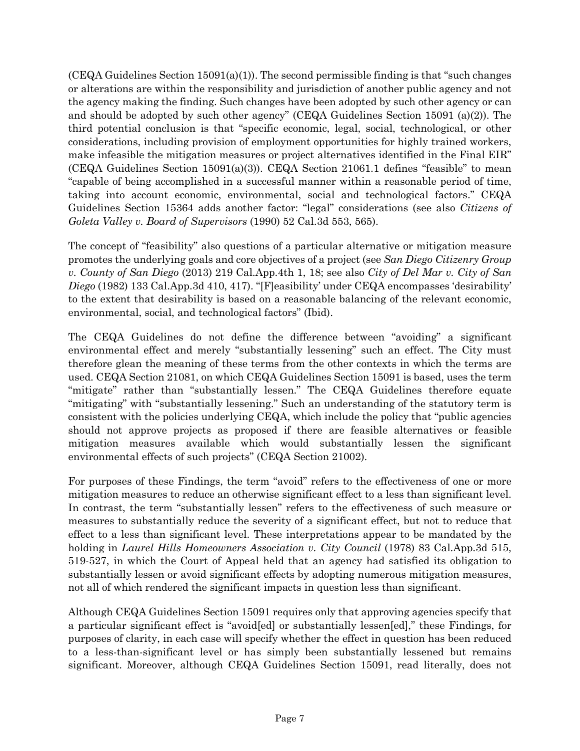(CEQA Guidelines Section 15091(a)(1)). The second permissible finding is that "such changes or alterations are within the responsibility and jurisdiction of another public agency and not the agency making the finding. Such changes have been adopted by such other agency or can and should be adopted by such other agency" (CEQA Guidelines Section 15091 (a)(2)). The third potential conclusion is that "specific economic, legal, social, technological, or other considerations, including provision of employment opportunities for highly trained workers, make infeasible the mitigation measures or project alternatives identified in the Final EIR" (CEQA Guidelines Section 15091(a)(3)). CEQA Section 21061.1 defines "feasible" to mean "capable of being accomplished in a successful manner within a reasonable period of time, taking into account economic, environmental, social and technological factors." CEQA Guidelines Section 15364 adds another factor: "legal" considerations (see also *Citizens of Goleta Valley v. Board of Supervisors* (1990) 52 Cal.3d 553, 565).

The concept of "feasibility" also questions of a particular alternative or mitigation measure promotes the underlying goals and core objectives of a project (see *San Diego Citizenry Group v. County of San Diego* (2013) 219 Cal.App.4th 1, 18; see also *City of Del Mar v. City of San Diego* (1982) 133 Cal.App.3d 410, 417). "[F]easibility' under CEQA encompasses 'desirability' to the extent that desirability is based on a reasonable balancing of the relevant economic, environmental, social, and technological factors" (Ibid).

The CEQA Guidelines do not define the difference between "avoiding" a significant environmental effect and merely "substantially lessening" such an effect. The City must therefore glean the meaning of these terms from the other contexts in which the terms are used. CEQA Section 21081, on which CEQA Guidelines Section 15091 is based, uses the term "mitigate" rather than "substantially lessen." The CEQA Guidelines therefore equate "mitigating" with "substantially lessening." Such an understanding of the statutory term is consistent with the policies underlying CEQA, which include the policy that "public agencies should not approve projects as proposed if there are feasible alternatives or feasible mitigation measures available which would substantially lessen the significant environmental effects of such projects" (CEQA Section 21002).

For purposes of these Findings, the term "avoid" refers to the effectiveness of one or more mitigation measures to reduce an otherwise significant effect to a less than significant level. In contrast, the term "substantially lessen" refers to the effectiveness of such measure or measures to substantially reduce the severity of a significant effect, but not to reduce that effect to a less than significant level. These interpretations appear to be mandated by the holding in *Laurel Hills Homeowners Association v. City Council* (1978) 83 Cal.App.3d 515, 519-527, in which the Court of Appeal held that an agency had satisfied its obligation to substantially lessen or avoid significant effects by adopting numerous mitigation measures, not all of which rendered the significant impacts in question less than significant.

Although CEQA Guidelines Section 15091 requires only that approving agencies specify that a particular significant effect is "avoid[ed] or substantially lessen[ed]," these Findings, for purposes of clarity, in each case will specify whether the effect in question has been reduced to a less-than-significant level or has simply been substantially lessened but remains significant. Moreover, although CEQA Guidelines Section 15091, read literally, does not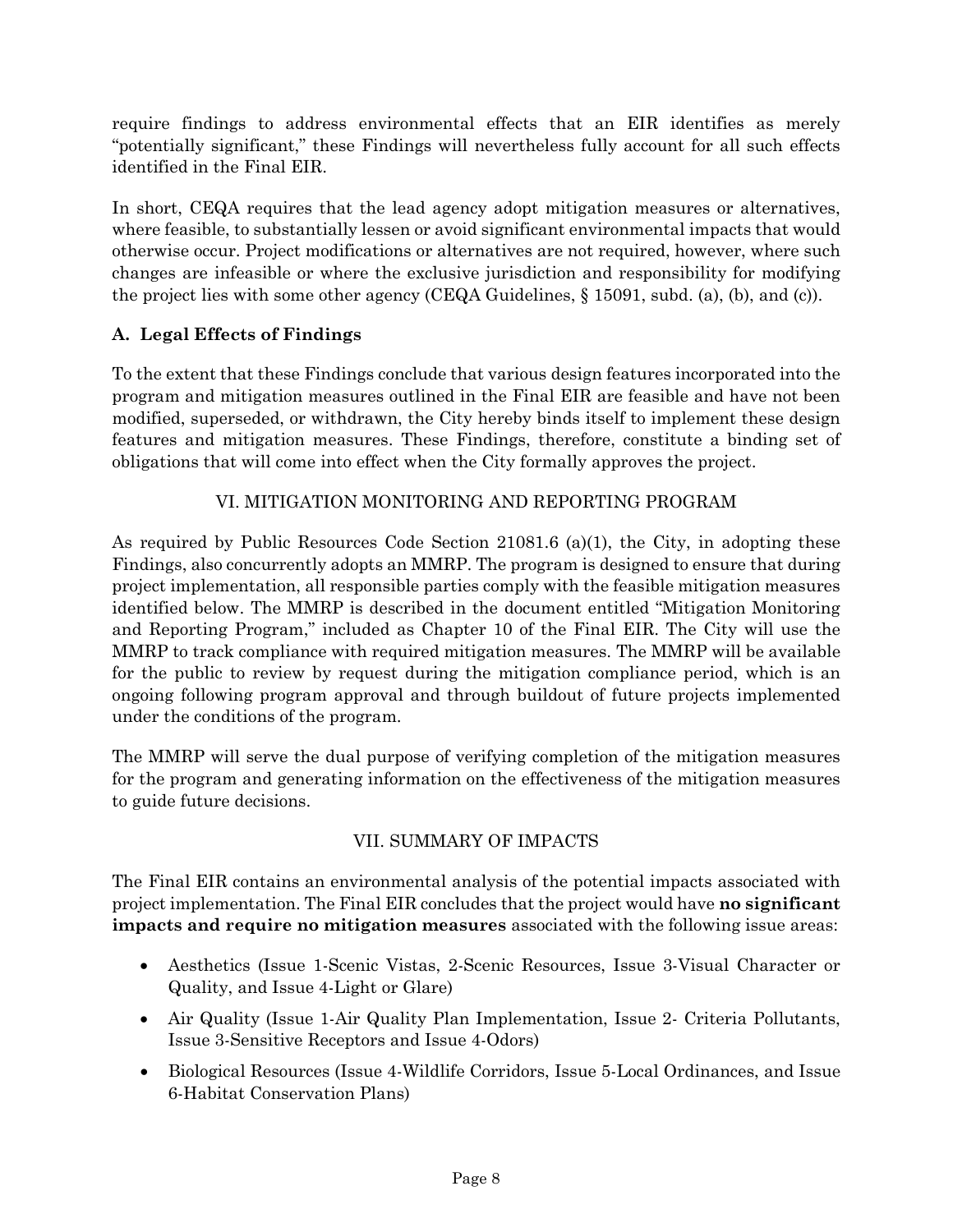require findings to address environmental effects that an EIR identifies as merely "potentially significant," these Findings will nevertheless fully account for all such effects identified in the Final EIR.

In short, CEQA requires that the lead agency adopt mitigation measures or alternatives, where feasible, to substantially lessen or avoid significant environmental impacts that would otherwise occur. Project modifications or alternatives are not required, however, where such changes are infeasible or where the exclusive jurisdiction and responsibility for modifying the project lies with some other agency (CEQA Guidelines, § 15091, subd. (a), (b), and (c)).

### A. Legal Effects of Findings

To the extent that these Findings conclude that various design features incorporated into the program and mitigation measures outlined in the Final EIR are feasible and have not been modified, superseded, or withdrawn, the City hereby binds itself to implement these design features and mitigation measures. These Findings, therefore, constitute a binding set of obligations that will come into effect when the City formally approves the project.

## VI. MITIGATION MONITORING AND REPORTING PROGRAM

As required by Public Resources Code Section 21081.6 (a)(1), the City, in adopting these Findings, also concurrently adopts an MMRP. The program is designed to ensure that during project implementation, all responsible parties comply with the feasible mitigation measures identified below. The MMRP is described in the document entitled "Mitigation Monitoring and Reporting Program," included as Chapter 10 of the Final EIR. The City will use the MMRP to track compliance with required mitigation measures. The MMRP will be available for the public to review by request during the mitigation compliance period, which is an ongoing following program approval and through buildout of future projects implemented under the conditions of the program.

The MMRP will serve the dual purpose of verifying completion of the mitigation measures for the program and generating information on the effectiveness of the mitigation measures to guide future decisions.

## VII. SUMMARY OF IMPACTS

The Final EIR contains an environmental analysis of the potential impacts associated with project implementation. The Final EIR concludes that the project would have **no significant impacts and require no mitigation measures** associated with the following issue areas:

- Aesthetics (Issue 1-Scenic Vistas, 2-Scenic Resources, Issue 3-Visual Character or Quality, and Issue 4-Light or Glare)
- Air Quality (Issue 1-Air Quality Plan Implementation, Issue 2- Criteria Pollutants, Issue 3-Sensitive Receptors and Issue 4-Odors)
- Biological Resources (Issue 4-Wildlife Corridors, Issue 5-Local Ordinances, and Issue 6-Habitat Conservation Plans)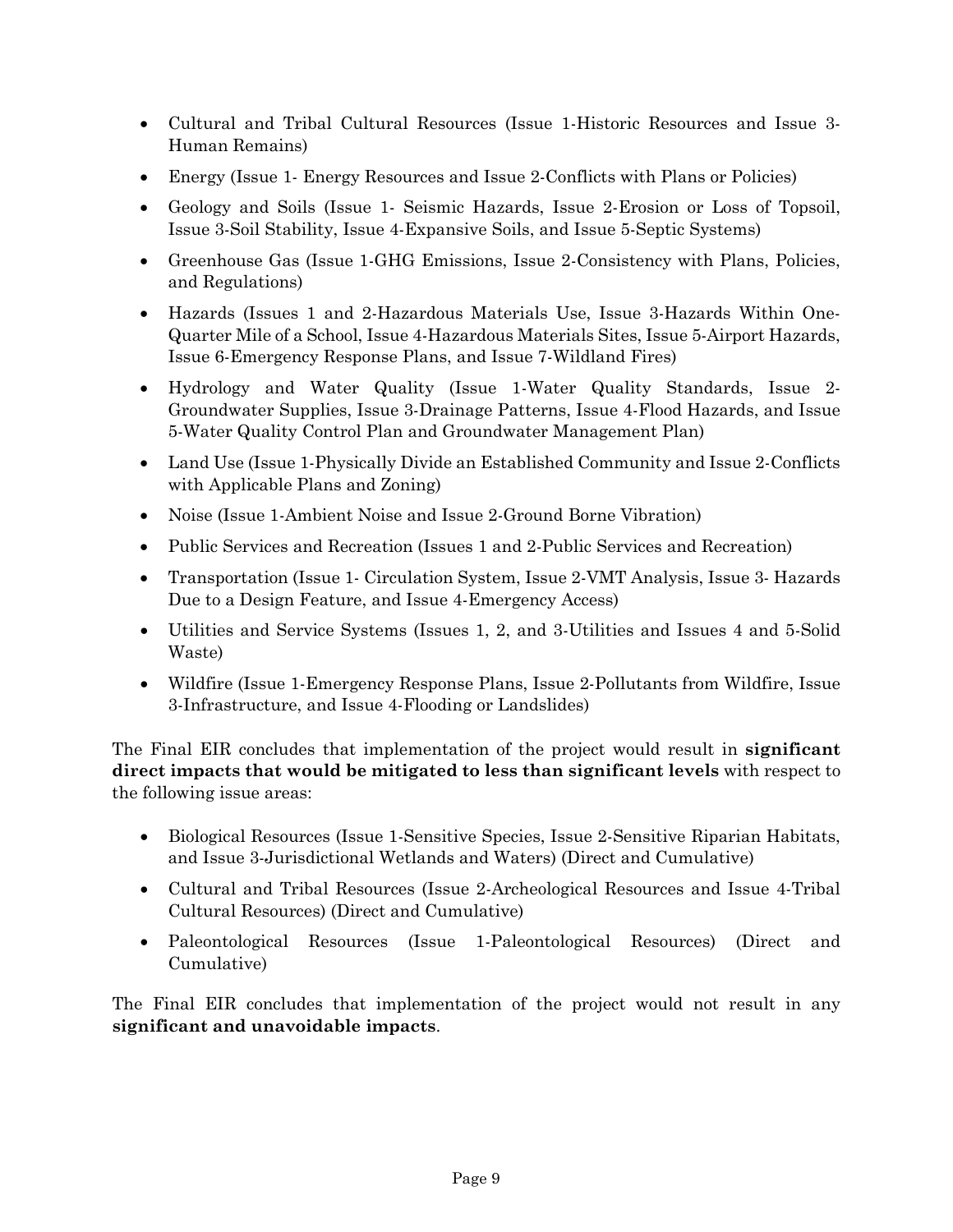- Cultural and Tribal Cultural Resources (Issue 1-Historic Resources and Issue 3-Human Remains)
- Energy (Issue 1- Energy Resources and Issue 2-Conflicts with Plans or Policies)
- Geology and Soils (Issue 1- Seismic Hazards, Issue 2-Erosion or Loss of Topsoil, Issue 3-Soil Stability, Issue 4-Expansive Soils, and Issue 5-Septic Systems)
- Greenhouse Gas (Issue 1-GHG Emissions, Issue 2-Consistency with Plans, Policies, and Regulations)
- Hazards (Issues 1 and 2-Hazardous Materials Use, Issue 3-Hazards Within One-Quarter Mile of a School, Issue 4-Hazardous Materials Sites, Issue 5-Airport Hazards, Issue 6-Emergency Response Plans, and Issue 7-Wildland Fires)
- Hydrology and Water Quality (Issue 1-Water Quality Standards, Issue 2-Groundwater Supplies, Issue 3-Drainage Patterns, Issue 4-Flood Hazards, and Issue 5-Water Quality Control Plan and Groundwater Management Plan)
- Land Use (Issue 1-Physically Divide an Established Community and Issue 2-Conflicts with Applicable Plans and Zoning)
- Noise (Issue 1-Ambient Noise and Issue 2-Ground Borne Vibration)
- Public Services and Recreation (Issues 1 and 2-Public Services and Recreation)
- Transportation (Issue 1- Circulation System, Issue 2-VMT Analysis, Issue 3- Hazards Due to a Design Feature, and Issue 4-Emergency Access)
- Utilities and Service Systems (Issues 1, 2, and 3-Utilities and Issues 4 and 5-Solid Waste)
- Wildfire (Issue 1-Emergency Response Plans, Issue 2-Pollutants from Wildfire, Issue 3-Infrastructure, and Issue 4-Flooding or Landslides)

The Final EIR concludes that implementation of the project would result in **significant direct impacts that would be mitigated to less than significant levels** with respect to the following issue areas:

- Biological Resources (Issue 1-Sensitive Species, Issue 2-Sensitive Riparian Habitats, and Issue 3-Jurisdictional Wetlands and Waters) (Direct and Cumulative)
- Cultural and Tribal Resources (Issue 2-Archeological Resources and Issue 4-Tribal Cultural Resources) (Direct and Cumulative)
- Paleontological Resources (Issue 1-Paleontological Resources) (Direct and Cumulative)

The Final EIR concludes that implementation of the project would not result in any **significant and unavoidable impacts**.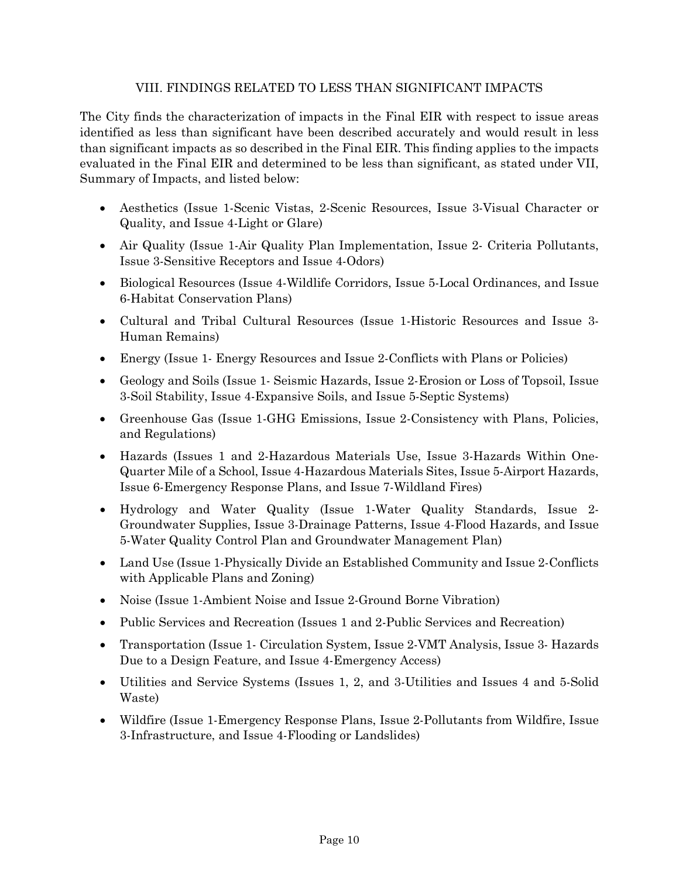## VIII. FINDINGS RELATED TO LESS THAN SIGNIFICANT IMPACTS

The City finds the characterization of impacts in the Final EIR with respect to issue areas identified as less than significant have been described accurately and would result in less than significant impacts as so described in the Final EIR. This finding applies to the impacts evaluated in the Final EIR and determined to be less than significant, as stated under VII, Summary of Impacts, and listed below:

- Aesthetics (Issue 1-Scenic Vistas, 2-Scenic Resources, Issue 3-Visual Character or Quality, and Issue 4-Light or Glare)
- Air Quality (Issue 1-Air Quality Plan Implementation, Issue 2- Criteria Pollutants, Issue 3-Sensitive Receptors and Issue 4-Odors)
- Biological Resources (Issue 4-Wildlife Corridors, Issue 5-Local Ordinances, and Issue 6-Habitat Conservation Plans)
- Cultural and Tribal Cultural Resources (Issue 1-Historic Resources and Issue 3-Human Remains)
- Energy (Issue 1- Energy Resources and Issue 2-Conflicts with Plans or Policies)
- Geology and Soils (Issue 1- Seismic Hazards, Issue 2-Erosion or Loss of Topsoil, Issue 3-Soil Stability, Issue 4-Expansive Soils, and Issue 5-Septic Systems)
- Greenhouse Gas (Issue 1-GHG Emissions, Issue 2-Consistency with Plans, Policies, and Regulations)
- Hazards (Issues 1 and 2-Hazardous Materials Use, Issue 3-Hazards Within One-Quarter Mile of a School, Issue 4-Hazardous Materials Sites, Issue 5-Airport Hazards, Issue 6-Emergency Response Plans, and Issue 7-Wildland Fires)
- Hydrology and Water Quality (Issue 1-Water Quality Standards, Issue 2-Groundwater Supplies, Issue 3-Drainage Patterns, Issue 4-Flood Hazards, and Issue 5-Water Quality Control Plan and Groundwater Management Plan)
- Land Use (Issue 1-Physically Divide an Established Community and Issue 2-Conflicts with Applicable Plans and Zoning)
- Noise (Issue 1-Ambient Noise and Issue 2-Ground Borne Vibration)
- Public Services and Recreation (Issues 1 and 2-Public Services and Recreation)
- Transportation (Issue 1- Circulation System, Issue 2-VMT Analysis, Issue 3- Hazards Due to a Design Feature, and Issue 4-Emergency Access)
- Utilities and Service Systems (Issues 1, 2, and 3-Utilities and Issues 4 and 5-Solid Waste)
- Wildfire (Issue 1-Emergency Response Plans, Issue 2-Pollutants from Wildfire, Issue 3-Infrastructure, and Issue 4-Flooding or Landslides)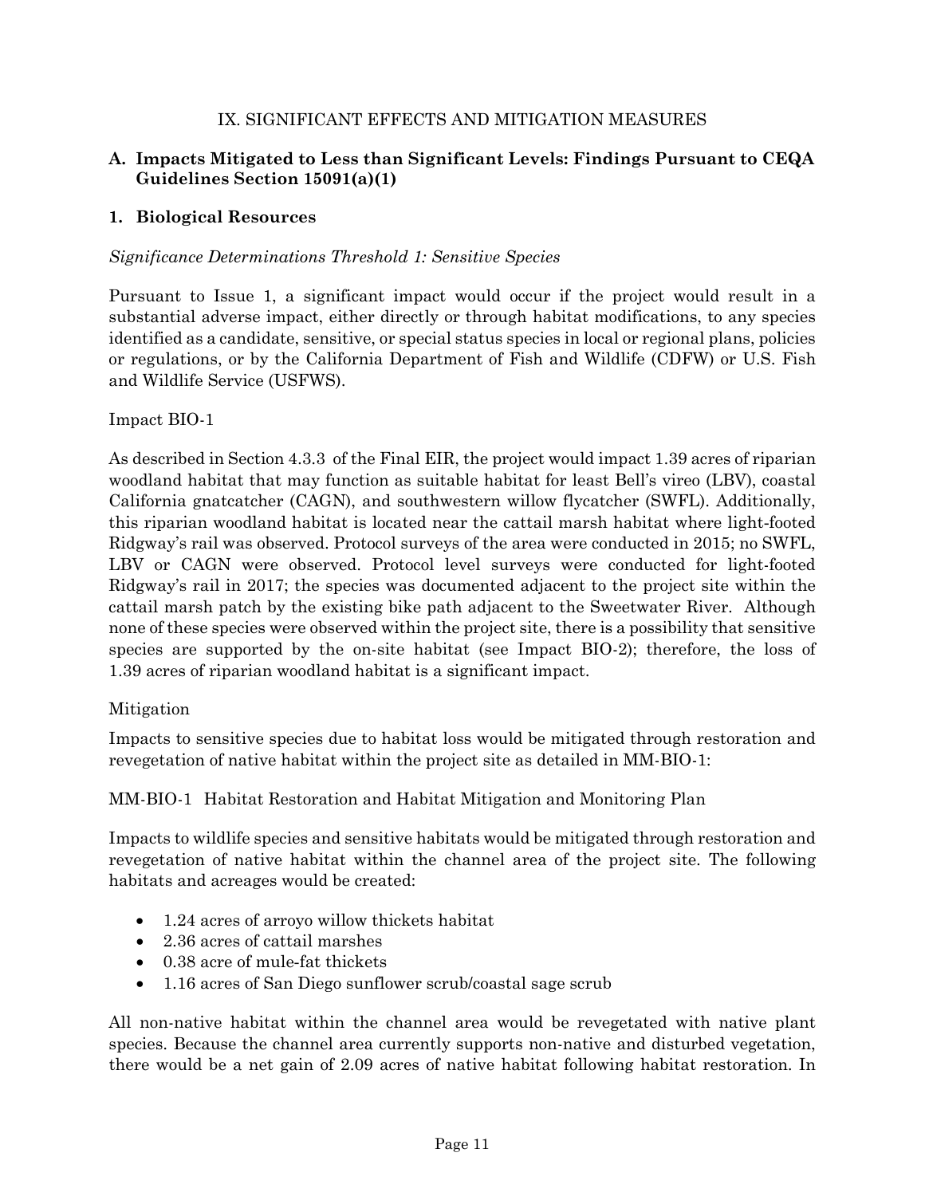# IX. SIGNIFICANT EFFECTS AND MITIGATION MEASURES

## A. Impacts Mitigated to Less than Significant Levels: Findings Pursuant to CEQA Guidelines Section 15091(a)(1)

### 1. Biological Resources

*Significance Determinations Threshold 1: Sensitive Species*

Pursuant to Issue 1, a significant impact would occur if the project would result in a substantial adverse impact, either directly or through habitat modifications, to any species identified as a candidate, sensitive, or special status species in local or regional plans, policies or regulations, or by the California Department of Fish and Wildlife (CDFW) or U.S. Fish and Wildlife Service (USFWS).

Impact BIO-1

As described in Section 4.3.3 of the Final EIR, the project would impact 1.39 acres of riparian woodland habitat that may function as suitable habitat for least Bell's vireo (LBV), coastal California gnatcatcher (CAGN), and southwestern willow flycatcher (SWFL). Additionally, this riparian woodland habitat is located near the cattail marsh habitat where light-footed Ridgway's rail was observed. Protocol surveys of the area were conducted in 2015; no SWFL, LBV or CAGN were observed. Protocol level surveys were conducted for light-footed Ridgway's rail in 2017; the species was documented adjacent to the project site within the cattail marsh patch by the existing bike path adjacent to the Sweetwater River. Although none of these species were observed within the project site, there is a possibility that sensitive species are supported by the on-site habitat (see Impact BIO-2); therefore, the loss of 1.39 acres of riparian woodland habitat is a significant impact.

Mitigation

Impacts to sensitive species due to habitat loss would be mitigated through restoration and revegetation of native habitat within the project site as detailed in MM-BIO-1:

MM-BIO-1 Habitat Restoration and Habitat Mitigation and Monitoring Plan

Impacts to wildlife species and sensitive habitats would be mitigated through restoration and revegetation of native habitat within the channel area of the project site. The following habitats and acreages would be created:

- 1.24 acres of arroyo willow thickets habitat
- 2.36 acres of cattail marshes
- 0.38 acre of mule-fat thickets
- 1.16 acres of San Diego sunflower scrub/coastal sage scrub

All non-native habitat within the channel area would be revegetated with native plant species. Because the channel area currently supports non-native and disturbed vegetation, there would be a net gain of 2.09 acres of native habitat following habitat restoration. In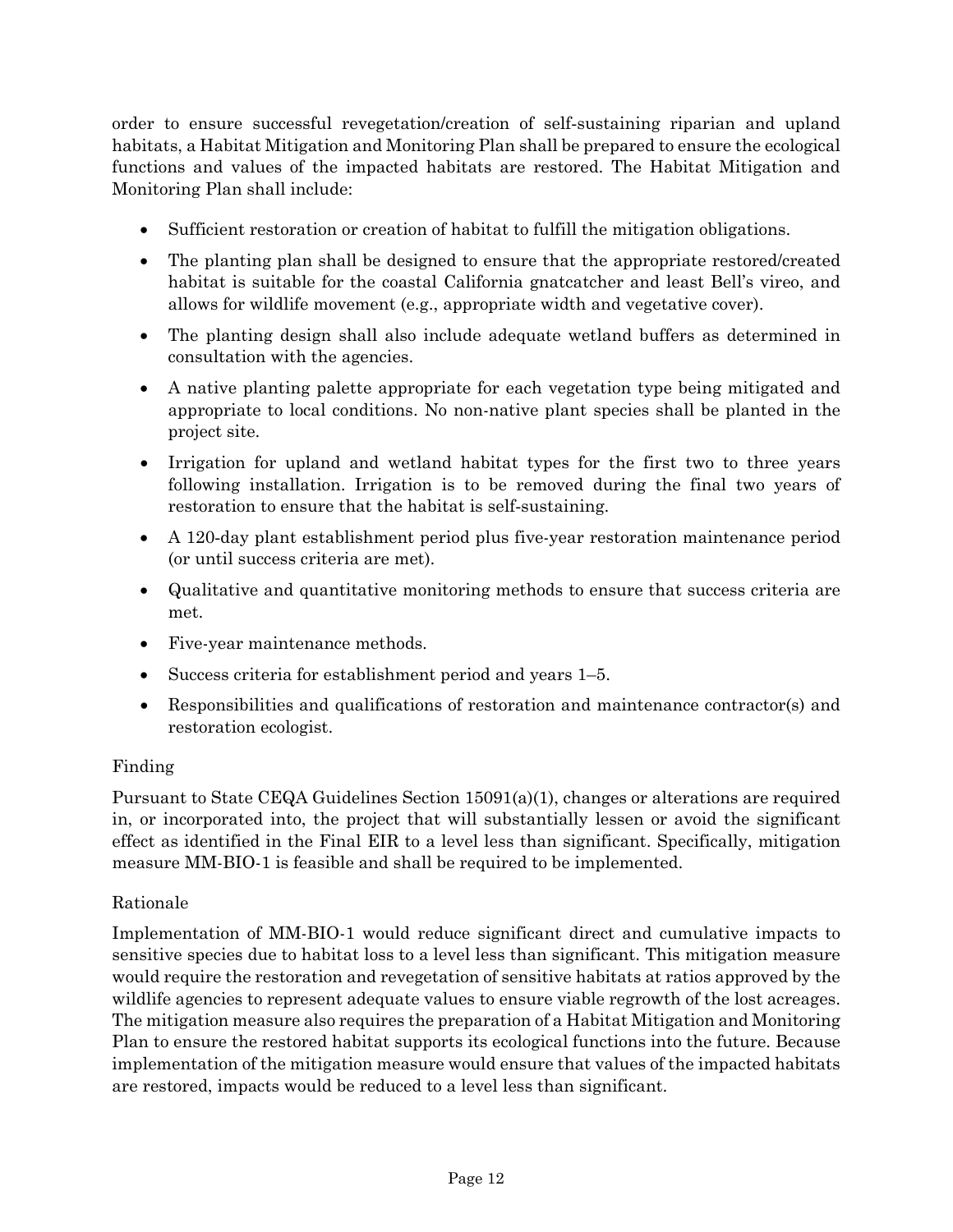order to ensure successful revegetation/creation of self-sustaining riparian and upland habitats, a Habitat Mitigation and Monitoring Plan shall be prepared to ensure the ecological functions and values of the impacted habitats are restored. The Habitat Mitigation and Monitoring Plan shall include:

- Sufficient restoration or creation of habitat to fulfill the mitigation obligations.
- The planting plan shall be designed to ensure that the appropriate restored/created habitat is suitable for the coastal California gnatcatcher and least Bell's vireo, and allows for wildlife movement (e.g., appropriate width and vegetative cover).
- The planting design shall also include adequate wetland buffers as determined in consultation with the agencies.
- A native planting palette appropriate for each vegetation type being mitigated and appropriate to local conditions. No non-native plant species shall be planted in the project site.
- Irrigation for upland and wetland habitat types for the first two to three years following installation. Irrigation is to be removed during the final two years of restoration to ensure that the habitat is self-sustaining.
- A 120-day plant establishment period plus five-year restoration maintenance period (or until success criteria are met).
- Qualitative and quantitative monitoring methods to ensure that success criteria are met.
- Five-year maintenance methods.
- Success criteria for establishment period and years 1–5.
- Responsibilities and qualifications of restoration and maintenance contractor(s) and restoration ecologist.

Finding

Pursuant to State CEQA Guidelines Section 15091(a)(1), changes or alterations are required in, or incorporated into, the project that will substantially lessen or avoid the significant effect as identified in the Final EIR to a level less than significant. Specifically, mitigation measure MM-BIO-1 is feasible and shall be required to be implemented.

Rationale

Implementation of MM-BIO-1 would reduce significant direct and cumulative impacts to sensitive species due to habitat loss to a level less than significant. This mitigation measure would require the restoration and revegetation of sensitive habitats at ratios approved by the wildlife agencies to represent adequate values to ensure viable regrowth of the lost acreages. The mitigation measure also requires the preparation of a Habitat Mitigation and Monitoring Plan to ensure the restored habitat supports its ecological functions into the future. Because implementation of the mitigation measure would ensure that values of the impacted habitats are restored, impacts would be reduced to a level less than significant.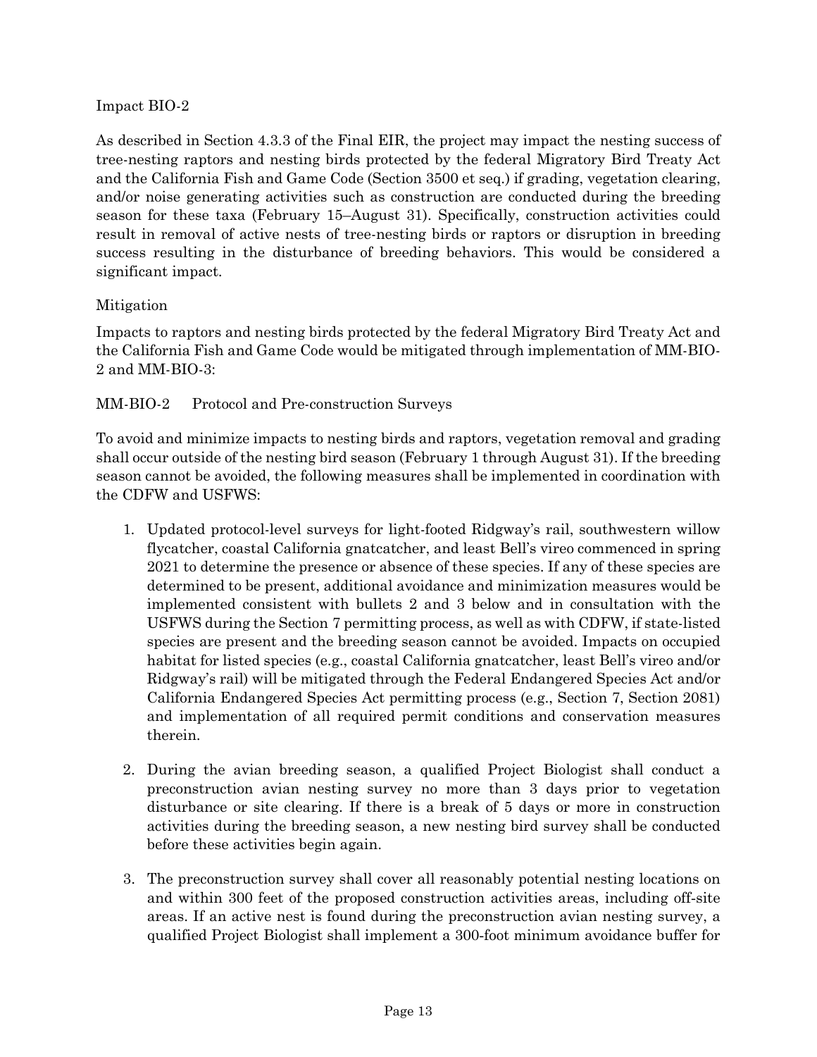Impact BIO-2

As described in Section 4.3.3 of the Final EIR, the project may impact the nesting success of tree-nesting raptors and nesting birds protected by the federal Migratory Bird Treaty Act and the California Fish and Game Code (Section 3500 et seq.) if grading, vegetation clearing, and/or noise generating activities such as construction are conducted during the breeding season for these taxa (February 15–August 31). Specifically, construction activities could result in removal of active nests of tree-nesting birds or raptors or disruption in breeding success resulting in the disturbance of breeding behaviors. This would be considered a significant impact.

Mitigation

Impacts to raptors and nesting birds protected by the federal Migratory Bird Treaty Act and the California Fish and Game Code would be mitigated through implementation of MM-BIO-2 and MM-BIO-3:

MM-BIO-2 Protocol and Pre-construction Surveys

To avoid and minimize impacts to nesting birds and raptors, vegetation removal and grading shall occur outside of the nesting bird season (February 1 through August 31). If the breeding season cannot be avoided, the following measures shall be implemented in coordination with the CDFW and USFWS:

1. Updated protocol-level surveys for light-footed Ridgway's rail, southwestern willow flycatcher, coastal California gnatcatcher, and least Bell's vireo commenced in spring 2021 to determine the presence or absence of these species. If any of these species are determined to be present, additional avoidance and minimization measures would be implemented consistent with bullets 2 and 3 below and in consultation with the USFWS during the Section 7 permitting process, as well as with CDFW, if state-listed species are present and the breeding season cannot be avoided. Impacts on occupied habitat for listed species (e.g., coastal California gnatcatcher, least Bell's vireo and/or Ridgway's rail) will be mitigated through the Federal Endangered Species Act and/or California Endangered Species Act permitting process (e.g., Section 7, Section 2081) and implementation of all required permit conditions and conservation measures therein.

2. During the avian breeding season, a qualified Project Biologist shall conduct a preconstruction avian nesting survey no more than 3 days prior to vegetation disturbance or site clearing. If there is a break of 5 days or more in construction activities during the breeding season, a new nesting bird survey shall be conducted before these activities begin again.

3. The preconstruction survey shall cover all reasonably potential nesting locations on and within 300 feet of the proposed construction activities areas, including off-site areas. If an active nest is found during the preconstruction avian nesting survey, a qualified Project Biologist shall implement a 300-foot minimum avoidance buffer for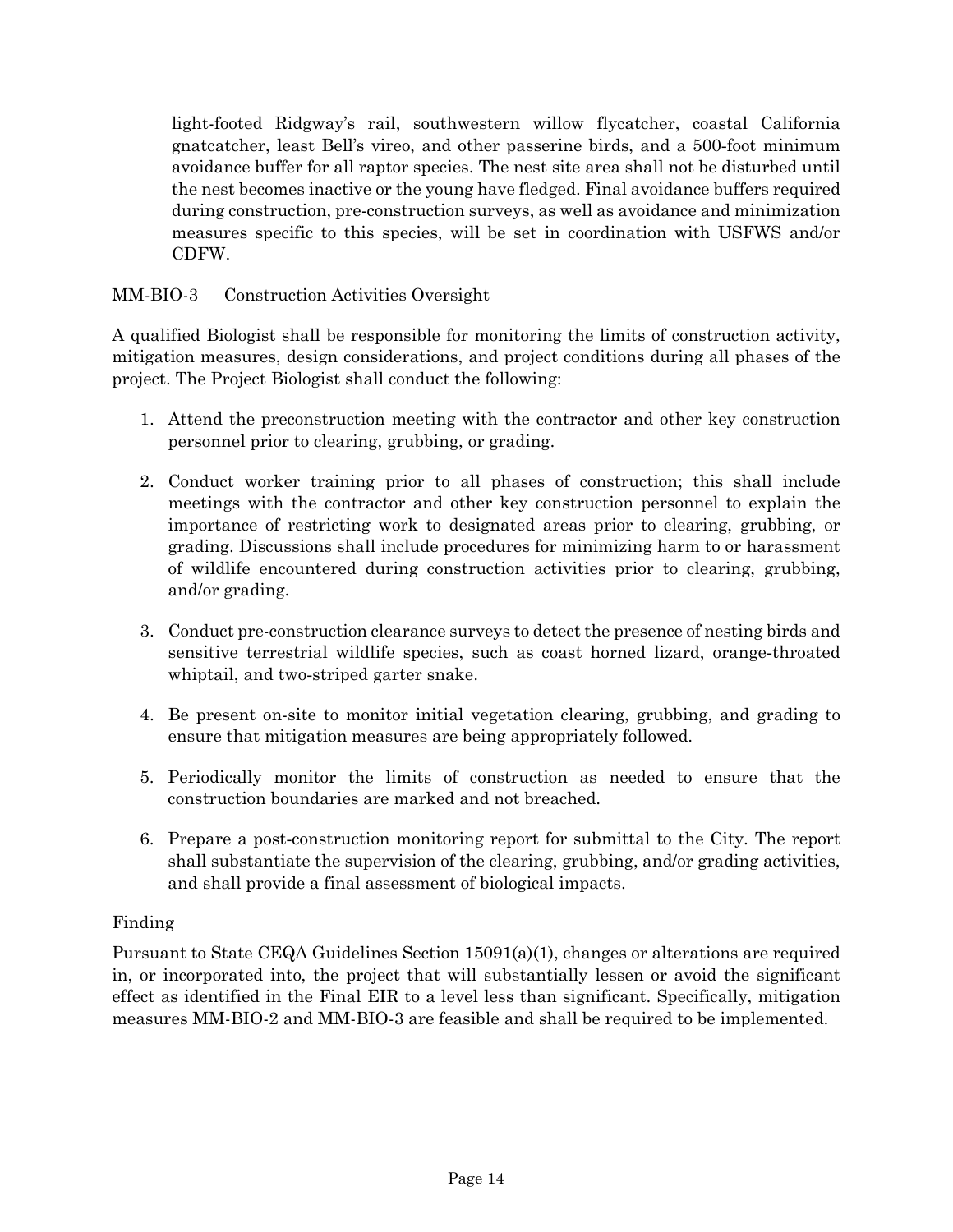light-footed Ridgway's rail, southwestern willow flycatcher, coastal California gnatcatcher, least Bell's vireo, and other passerine birds, and a 500-foot minimum avoidance buffer for all raptor species. The nest site area shall not be disturbed until the nest becomes inactive or the young have fledged. Final avoidance buffers required during construction, pre-construction surveys, as well as avoidance and minimization measures specific to this species, will be set in coordination with USFWS and/or CDFW.

MM-BIO-3 Construction Activities Oversight

A qualified Biologist shall be responsible for monitoring the limits of construction activity, mitigation measures, design considerations, and project conditions during all phases of the project. The Project Biologist shall conduct the following:

1. Attend the preconstruction meeting with the contractor and other key construction personnel prior to clearing, grubbing, or grading.

2. Conduct worker training prior to all phases of construction; this shall include meetings with the contractor and other key construction personnel to explain the importance of restricting work to designated areas prior to clearing, grubbing, or grading. Discussions shall include procedures for minimizing harm to or harassment of wildlife encountered during construction activities prior to clearing, grubbing, and/or grading.

3. Conduct pre-construction clearance surveys to detect the presence of nesting birds and sensitive terrestrial wildlife species, such as coast horned lizard, orange-throated whiptail, and two-striped garter snake.

4. Be present on-site to monitor initial vegetation clearing, grubbing, and grading to ensure that mitigation measures are being appropriately followed.

5. Periodically monitor the limits of construction as needed to ensure that the construction boundaries are marked and not breached.

6. Prepare a post-construction monitoring report for submittal to the City. The report shall substantiate the supervision of the clearing, grubbing, and/or grading activities, and shall provide a final assessment of biological impacts.

Finding

Pursuant to State CEQA Guidelines Section 15091(a)(1), changes or alterations are required in, or incorporated into, the project that will substantially lessen or avoid the significant effect as identified in the Final EIR to a level less than significant. Specifically, mitigation measures MM-BIO-2 and MM-BIO-3 are feasible and shall be required to be implemented.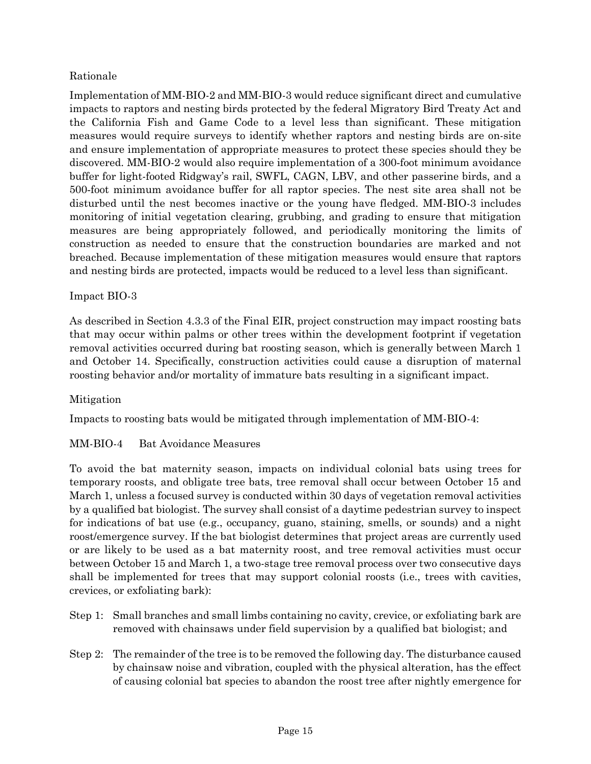Rationale

Implementation of MM-BIO-2 and MM-BIO-3 would reduce significant direct and cumulative impacts to raptors and nesting birds protected by the federal Migratory Bird Treaty Act and the California Fish and Game Code to a level less than significant. These mitigation measures would require surveys to identify whether raptors and nesting birds are on-site and ensure implementation of appropriate measures to protect these species should they be discovered. MM-BIO-2 would also require implementation of a 300-foot minimum avoidance buffer for light-footed Ridgway's rail, SWFL, CAGN, LBV, and other passerine birds, and a 500-foot minimum avoidance buffer for all raptor species. The nest site area shall not be disturbed until the nest becomes inactive or the young have fledged. MM-BIO-3 includes monitoring of initial vegetation clearing, grubbing, and grading to ensure that mitigation measures are being appropriately followed, and periodically monitoring the limits of construction as needed to ensure that the construction boundaries are marked and not breached. Because implementation of these mitigation measures would ensure that raptors and nesting birds are protected, impacts would be reduced to a level less than significant.

Impact BIO-3

As described in Section 4.3.3 of the Final EIR, project construction may impact roosting bats that may occur within palms or other trees within the development footprint if vegetation removal activities occurred during bat roosting season, which is generally between March 1 and October 14. Specifically, construction activities could cause a disruption of maternal roosting behavior and/or mortality of immature bats resulting in a significant impact.

Mitigation

Impacts to roosting bats would be mitigated through implementation of MM-BIO-4:

MM-BIO-4 Bat Avoidance Measures

To avoid the bat maternity season, impacts on individual colonial bats using trees for temporary roosts, and obligate tree bats, tree removal shall occur between October 15 and March 1, unless a focused survey is conducted within 30 days of vegetation removal activities by a qualified bat biologist. The survey shall consist of a daytime pedestrian survey to inspect for indications of bat use (e.g., occupancy, guano, staining, smells, or sounds) and a night roost/emergence survey. If the bat biologist determines that project areas are currently used or are likely to be used as a bat maternity roost, and tree removal activities must occur between October 15 and March 1, a two-stage tree removal process over two consecutive days shall be implemented for trees that may support colonial roosts (i.e., trees with cavities, crevices, or exfoliating bark):

Step 1: Small branches and small limbs containing no cavity, crevice, or exfoliating bark are removed with chainsaws under field supervision by a qualified bat biologist; and

Step 2: The remainder of the tree is to be removed the following day. The disturbance caused by chainsaw noise and vibration, coupled with the physical alteration, has the effect of causing colonial bat species to abandon the roost tree after nightly emergence for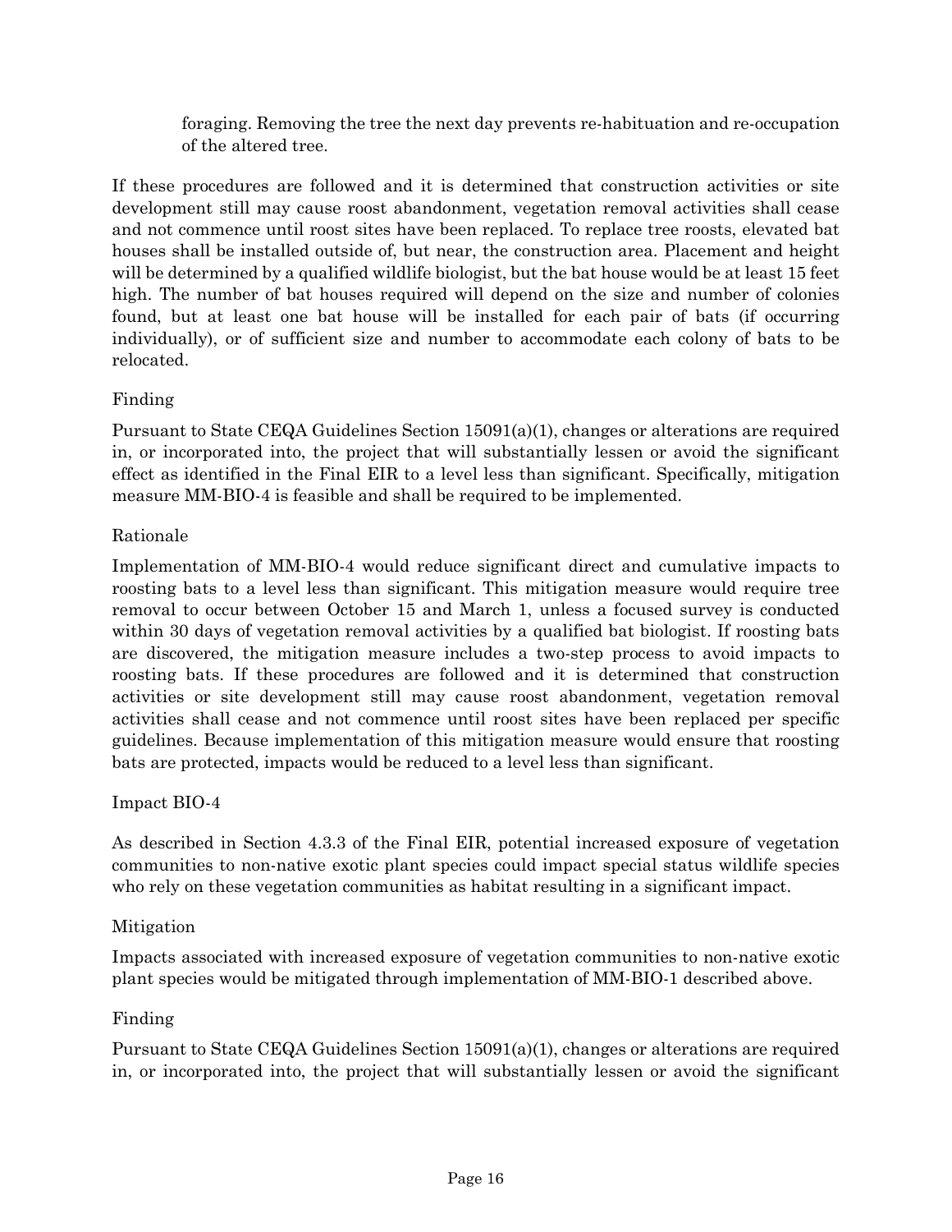> foraging. Removing the tree the next day prevents re-habituation and re-occupation of the altered tree.

If these procedures are followed and it is determined that construction activities or site development still may cause roost abandonment, vegetation removal activities shall cease and not commence until roost sites have been replaced. To replace tree roosts, elevated bat houses shall be installed outside of, but near, the construction area. Placement and height will be determined by a qualified wildlife biologist, but the bat house would be at least 15 feet high. The number of bat houses required will depend on the size and number of colonies found, but at least one bat house will be installed for each pair of bats (if occurring individually), or of sufficient size and number to accommodate each colony of bats to be relocated.

Finding

Pursuant to State CEQA Guidelines Section 15091(a)(1), changes or alterations are required in, or incorporated into, the project that will substantially lessen or avoid the significant effect as identified in the Final EIR to a level less than significant. Specifically, mitigation measure MM-BIO-4 is feasible and shall be required to be implemented.

Rationale

Implementation of MM-BIO-4 would reduce significant direct and cumulative impacts to roosting bats to a level less than significant. This mitigation measure would require tree removal to occur between October 15 and March 1, unless a focused survey is conducted within 30 days of vegetation removal activities by a qualified bat biologist. If roosting bats are discovered, the mitigation measure includes a two-step process to avoid impacts to roosting bats. If these procedures are followed and it is determined that construction activities or site development still may cause roost abandonment, vegetation removal activities shall cease and not commence until roost sites have been replaced per specific guidelines. Because implementation of this mitigation measure would ensure that roosting bats are protected, impacts would be reduced to a level less than significant.

Impact BIO-4

As described in Section 4.3.3 of the Final EIR, potential increased exposure of vegetation communities to non-native exotic plant species could impact special status wildlife species who rely on these vegetation communities as habitat resulting in a significant impact.

Mitigation

Impacts associated with increased exposure of vegetation communities to non-native exotic plant species would be mitigated through implementation of MM-BIO-1 described above.

Finding

Pursuant to State CEQA Guidelines Section 15091(a)(1), changes or alterations are required in, or incorporated into, the project that will substantially lessen or avoid the significant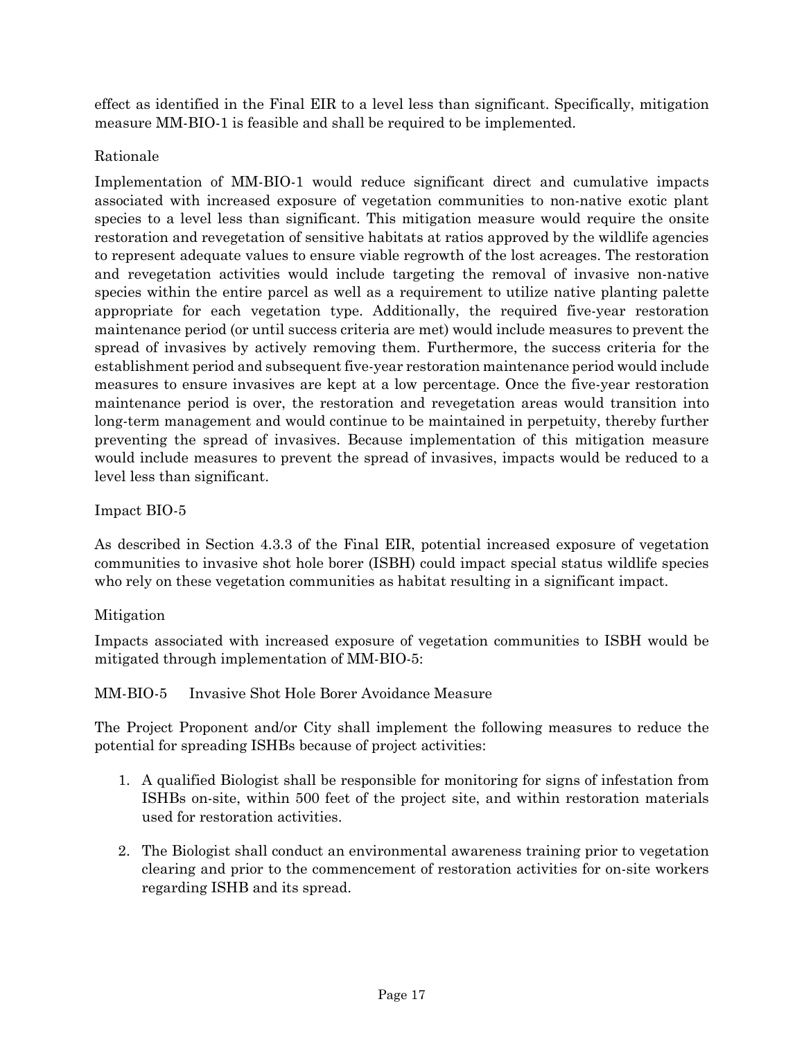effect as identified in the Final EIR to a level less than significant. Specifically, mitigation measure MM-BIO-1 is feasible and shall be required to be implemented.

Rationale

Implementation of MM-BIO-1 would reduce significant direct and cumulative impacts associated with increased exposure of vegetation communities to non-native exotic plant species to a level less than significant. This mitigation measure would require the onsite restoration and revegetation of sensitive habitats at ratios approved by the wildlife agencies to represent adequate values to ensure viable regrowth of the lost acreages. The restoration and revegetation activities would include targeting the removal of invasive non-native species within the entire parcel as well as a requirement to utilize native planting palette appropriate for each vegetation type. Additionally, the required five-year restoration maintenance period (or until success criteria are met) would include measures to prevent the spread of invasives by actively removing them. Furthermore, the success criteria for the establishment period and subsequent five-year restoration maintenance period would include measures to ensure invasives are kept at a low percentage. Once the five-year restoration maintenance period is over, the restoration and revegetation areas would transition into long-term management and would continue to be maintained in perpetuity, thereby further preventing the spread of invasives. Because implementation of this mitigation measure would include measures to prevent the spread of invasives, impacts would be reduced to a level less than significant.

Impact BIO-5

As described in Section 4.3.3 of the Final EIR, potential increased exposure of vegetation communities to invasive shot hole borer (ISBH) could impact special status wildlife species who rely on these vegetation communities as habitat resulting in a significant impact.

Mitigation

Impacts associated with increased exposure of vegetation communities to ISBH would be mitigated through implementation of MM-BIO-5:

MM-BIO-5 Invasive Shot Hole Borer Avoidance Measure

The Project Proponent and/or City shall implement the following measures to reduce the potential for spreading ISHBs because of project activities:

1. A qualified Biologist shall be responsible for monitoring for signs of infestation from ISHBs on-site, within 500 feet of the project site, and within restoration materials used for restoration activities.

2. The Biologist shall conduct an environmental awareness training prior to vegetation clearing and prior to the commencement of restoration activities for on-site workers regarding ISHB and its spread.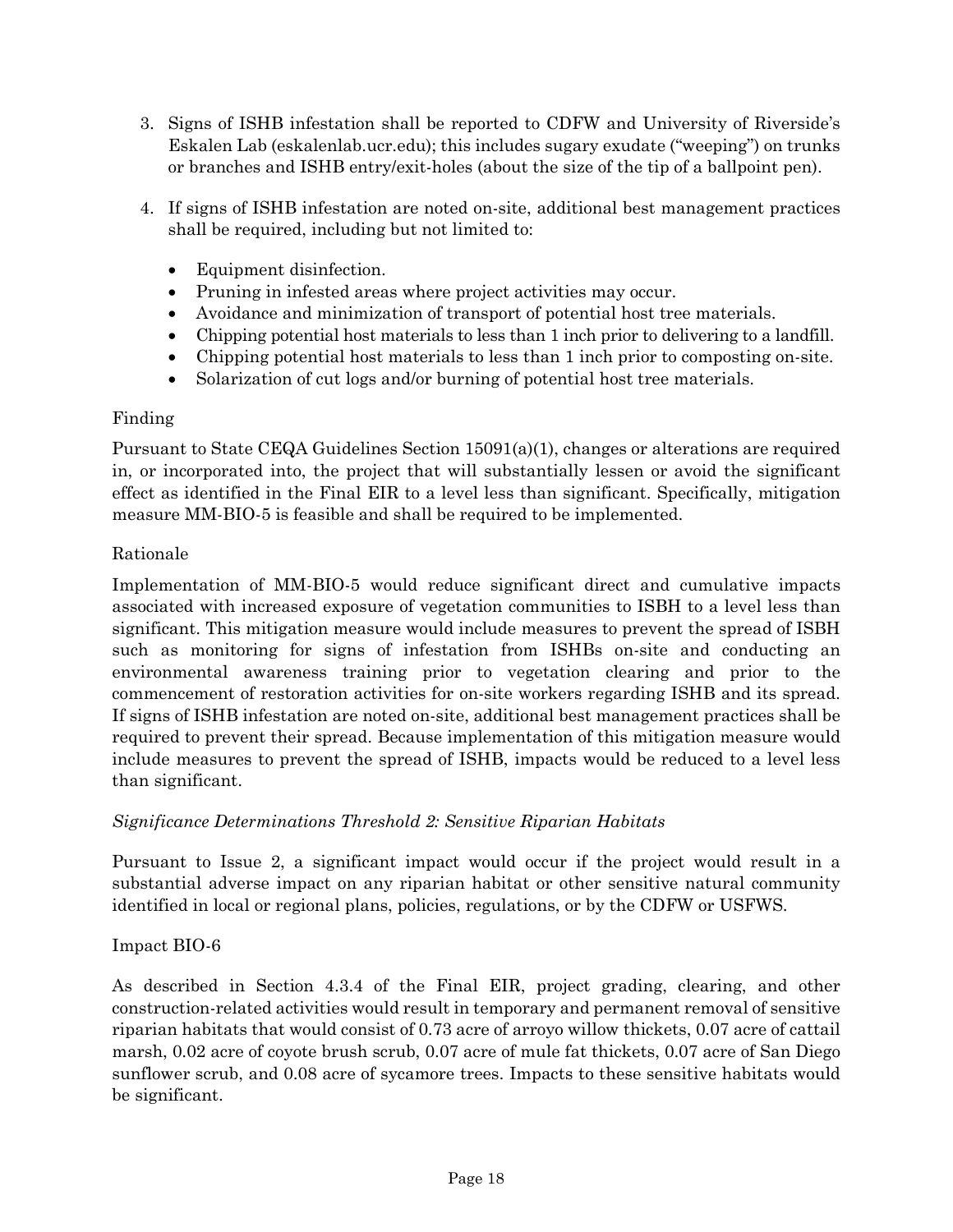3. Signs of ISHB infestation shall be reported to CDFW and University of Riverside's Eskalen Lab (eskalenlab.ucr.edu); this includes sugary exudate ("weeping") on trunks or branches and ISHB entry/exit-holes (about the size of the tip of a ballpoint pen).

4. If signs of ISHB infestation are noted on-site, additional best management practices shall be required, including but not limited to:

   - Equipment disinfection.
   - Pruning in infested areas where project activities may occur.
   - Avoidance and minimization of transport of potential host tree materials.
   - Chipping potential host materials to less than 1 inch prior to delivering to a landfill.
   - Chipping potential host materials to less than 1 inch prior to composting on-site.
   - Solarization of cut logs and/or burning of potential host tree materials.

Finding

Pursuant to State CEQA Guidelines Section 15091(a)(1), changes or alterations are required in, or incorporated into, the project that will substantially lessen or avoid the significant effect as identified in the Final EIR to a level less than significant. Specifically, mitigation measure MM-BIO-5 is feasible and shall be required to be implemented.

Rationale

Implementation of MM-BIO-5 would reduce significant direct and cumulative impacts associated with increased exposure of vegetation communities to ISBH to a level less than significant. This mitigation measure would include measures to prevent the spread of ISBH such as monitoring for signs of infestation from ISHBs on-site and conducting an environmental awareness training prior to vegetation clearing and prior to the commencement of restoration activities for on-site workers regarding ISHB and its spread. If signs of ISHB infestation are noted on-site, additional best management practices shall be required to prevent their spread. Because implementation of this mitigation measure would include measures to prevent the spread of ISHB, impacts would be reduced to a level less than significant.

*Significance Determinations Threshold 2: Sensitive Riparian Habitats*

Pursuant to Issue 2, a significant impact would occur if the project would result in a substantial adverse impact on any riparian habitat or other sensitive natural community identified in local or regional plans, policies, regulations, or by the CDFW or USFWS.

Impact BIO-6

As described in Section 4.3.4 of the Final EIR, project grading, clearing, and other construction-related activities would result in temporary and permanent removal of sensitive riparian habitats that would consist of 0.73 acre of arroyo willow thickets, 0.07 acre of cattail marsh, 0.02 acre of coyote brush scrub, 0.07 acre of mule fat thickets, 0.07 acre of San Diego sunflower scrub, and 0.08 acre of sycamore trees. Impacts to these sensitive habitats would be significant.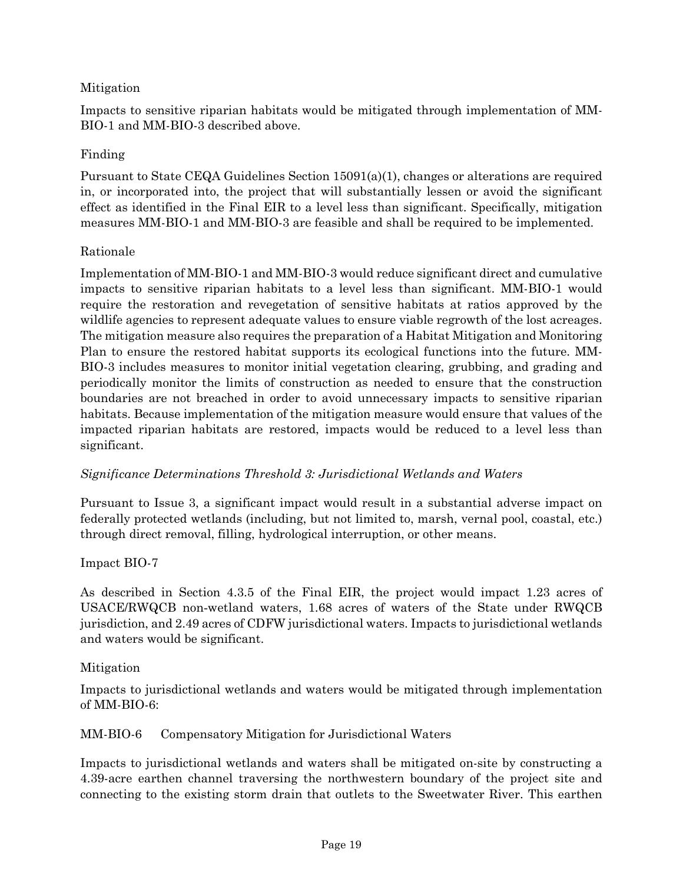Mitigation

Impacts to sensitive riparian habitats would be mitigated through implementation of MM-BIO-1 and MM-BIO-3 described above.

Finding

Pursuant to State CEQA Guidelines Section 15091(a)(1), changes or alterations are required in, or incorporated into, the project that will substantially lessen or avoid the significant effect as identified in the Final EIR to a level less than significant. Specifically, mitigation measures MM-BIO-1 and MM-BIO-3 are feasible and shall be required to be implemented.

Rationale

Implementation of MM-BIO-1 and MM-BIO-3 would reduce significant direct and cumulative impacts to sensitive riparian habitats to a level less than significant. MM-BIO-1 would require the restoration and revegetation of sensitive habitats at ratios approved by the wildlife agencies to represent adequate values to ensure viable regrowth of the lost acreages. The mitigation measure also requires the preparation of a Habitat Mitigation and Monitoring Plan to ensure the restored habitat supports its ecological functions into the future. MM-BIO-3 includes measures to monitor initial vegetation clearing, grubbing, and grading and periodically monitor the limits of construction as needed to ensure that the construction boundaries are not breached in order to avoid unnecessary impacts to sensitive riparian habitats. Because implementation of the mitigation measure would ensure that values of the impacted riparian habitats are restored, impacts would be reduced to a level less than significant.

*Significance Determinations Threshold 3: Jurisdictional Wetlands and Waters*

Pursuant to Issue 3, a significant impact would result in a substantial adverse impact on federally protected wetlands (including, but not limited to, marsh, vernal pool, coastal, etc.) through direct removal, filling, hydrological interruption, or other means.

Impact BIO-7

As described in Section 4.3.5 of the Final EIR, the project would impact 1.23 acres of USACE/RWQCB non-wetland waters, 1.68 acres of waters of the State under RWQCB jurisdiction, and 2.49 acres of CDFW jurisdictional waters. Impacts to jurisdictional wetlands and waters would be significant.

Mitigation

Impacts to jurisdictional wetlands and waters would be mitigated through implementation of MM-BIO-6:

MM-BIO-6 Compensatory Mitigation for Jurisdictional Waters

Impacts to jurisdictional wetlands and waters shall be mitigated on-site by constructing a 4.39-acre earthen channel traversing the northwestern boundary of the project site and connecting to the existing storm drain that outlets to the Sweetwater River. This earthen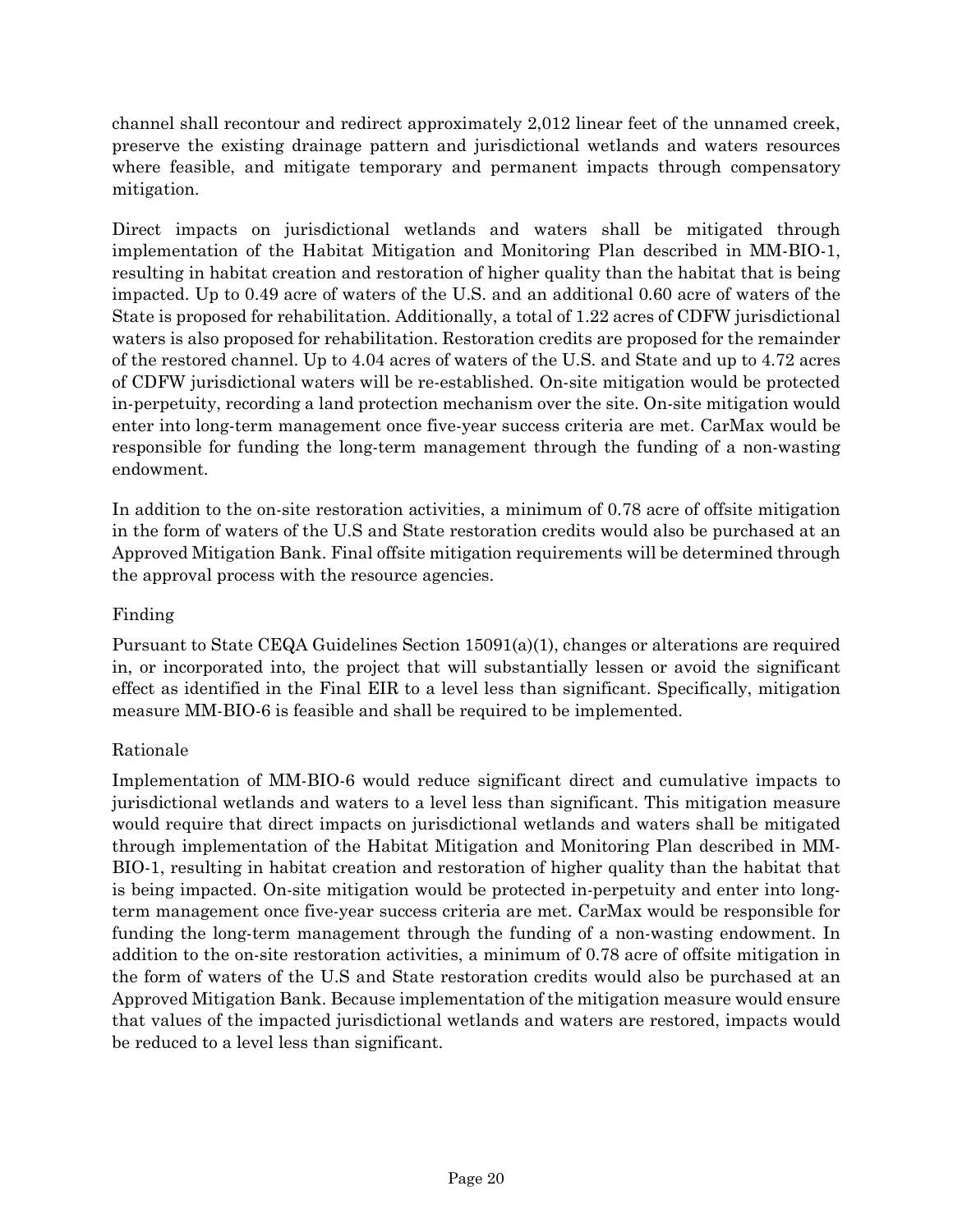channel shall recontour and redirect approximately 2,012 linear feet of the unnamed creek, preserve the existing drainage pattern and jurisdictional wetlands and waters resources where feasible, and mitigate temporary and permanent impacts through compensatory mitigation.

Direct impacts on jurisdictional wetlands and waters shall be mitigated through implementation of the Habitat Mitigation and Monitoring Plan described in MM-BIO-1, resulting in habitat creation and restoration of higher quality than the habitat that is being impacted. Up to 0.49 acre of waters of the U.S. and an additional 0.60 acre of waters of the State is proposed for rehabilitation. Additionally, a total of 1.22 acres of CDFW jurisdictional waters is also proposed for rehabilitation. Restoration credits are proposed for the remainder of the restored channel. Up to 4.04 acres of waters of the U.S. and State and up to 4.72 acres of CDFW jurisdictional waters will be re-established. On-site mitigation would be protected in-perpetuity, recording a land protection mechanism over the site. On-site mitigation would enter into long-term management once five-year success criteria are met. CarMax would be responsible for funding the long-term management through the funding of a non-wasting endowment.

In addition to the on-site restoration activities, a minimum of 0.78 acre of offsite mitigation in the form of waters of the U.S and State restoration credits would also be purchased at an Approved Mitigation Bank. Final offsite mitigation requirements will be determined through the approval process with the resource agencies.

Finding

Pursuant to State CEQA Guidelines Section 15091(a)(1), changes or alterations are required in, or incorporated into, the project that will substantially lessen or avoid the significant effect as identified in the Final EIR to a level less than significant. Specifically, mitigation measure MM-BIO-6 is feasible and shall be required to be implemented.

Rationale

Implementation of MM-BIO-6 would reduce significant direct and cumulative impacts to jurisdictional wetlands and waters to a level less than significant. This mitigation measure would require that direct impacts on jurisdictional wetlands and waters shall be mitigated through implementation of the Habitat Mitigation and Monitoring Plan described in MM-BIO-1, resulting in habitat creation and restoration of higher quality than the habitat that is being impacted. On-site mitigation would be protected in-perpetuity and enter into long-term management once five-year success criteria are met. CarMax would be responsible for funding the long-term management through the funding of a non-wasting endowment. In addition to the on-site restoration activities, a minimum of 0.78 acre of offsite mitigation in the form of waters of the U.S and State restoration credits would also be purchased at an Approved Mitigation Bank. Because implementation of the mitigation measure would ensure that values of the impacted jurisdictional wetlands and waters are restored, impacts would be reduced to a level less than significant.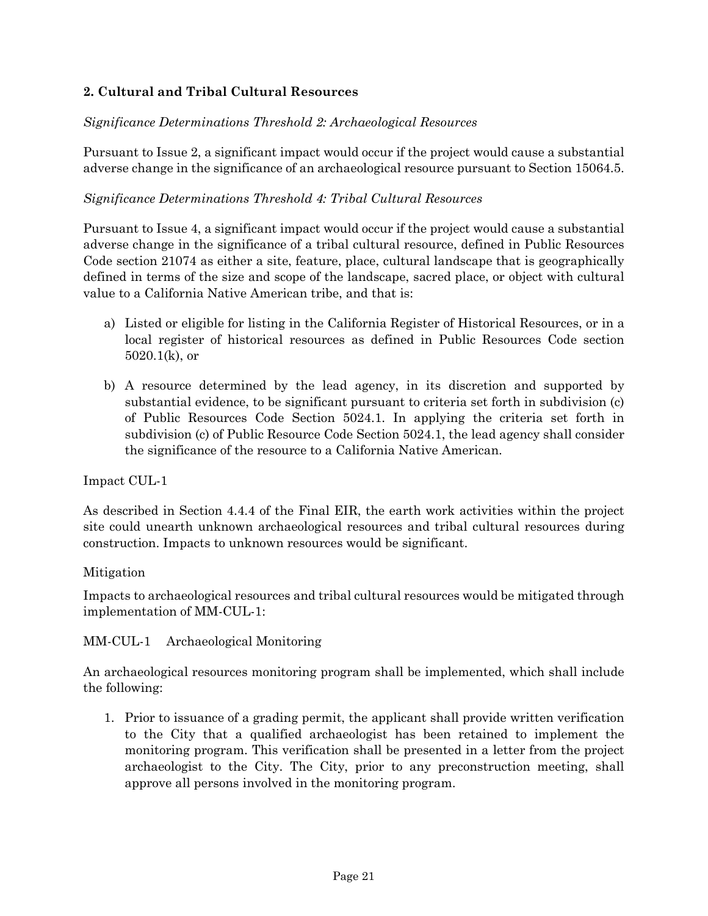### 2. Cultural and Tribal Cultural Resources

*Significance Determinations Threshold 2: Archaeological Resources*

Pursuant to Issue 2, a significant impact would occur if the project would cause a substantial adverse change in the significance of an archaeological resource pursuant to Section 15064.5.

*Significance Determinations Threshold 4: Tribal Cultural Resources*

Pursuant to Issue 4, a significant impact would occur if the project would cause a substantial adverse change in the significance of a tribal cultural resource, defined in Public Resources Code section 21074 as either a site, feature, place, cultural landscape that is geographically defined in terms of the size and scope of the landscape, sacred place, or object with cultural value to a California Native American tribe, and that is:

a) Listed or eligible for listing in the California Register of Historical Resources, or in a local register of historical resources as defined in Public Resources Code section 5020.1(k), or

b) A resource determined by the lead agency, in its discretion and supported by substantial evidence, to be significant pursuant to criteria set forth in subdivision (c) of Public Resources Code Section 5024.1. In applying the criteria set forth in subdivision (c) of Public Resource Code Section 5024.1, the lead agency shall consider the significance of the resource to a California Native American.

Impact CUL-1

As described in Section 4.4.4 of the Final EIR, the earth work activities within the project site could unearth unknown archaeological resources and tribal cultural resources during construction. Impacts to unknown resources would be significant.

Mitigation

Impacts to archaeological resources and tribal cultural resources would be mitigated through implementation of MM-CUL-1:

MM-CUL-1 Archaeological Monitoring

An archaeological resources monitoring program shall be implemented, which shall include the following:

1. Prior to issuance of a grading permit, the applicant shall provide written verification to the City that a qualified archaeologist has been retained to implement the monitoring program. This verification shall be presented in a letter from the project archaeologist to the City. The City, prior to any preconstruction meeting, shall approve all persons involved in the monitoring program.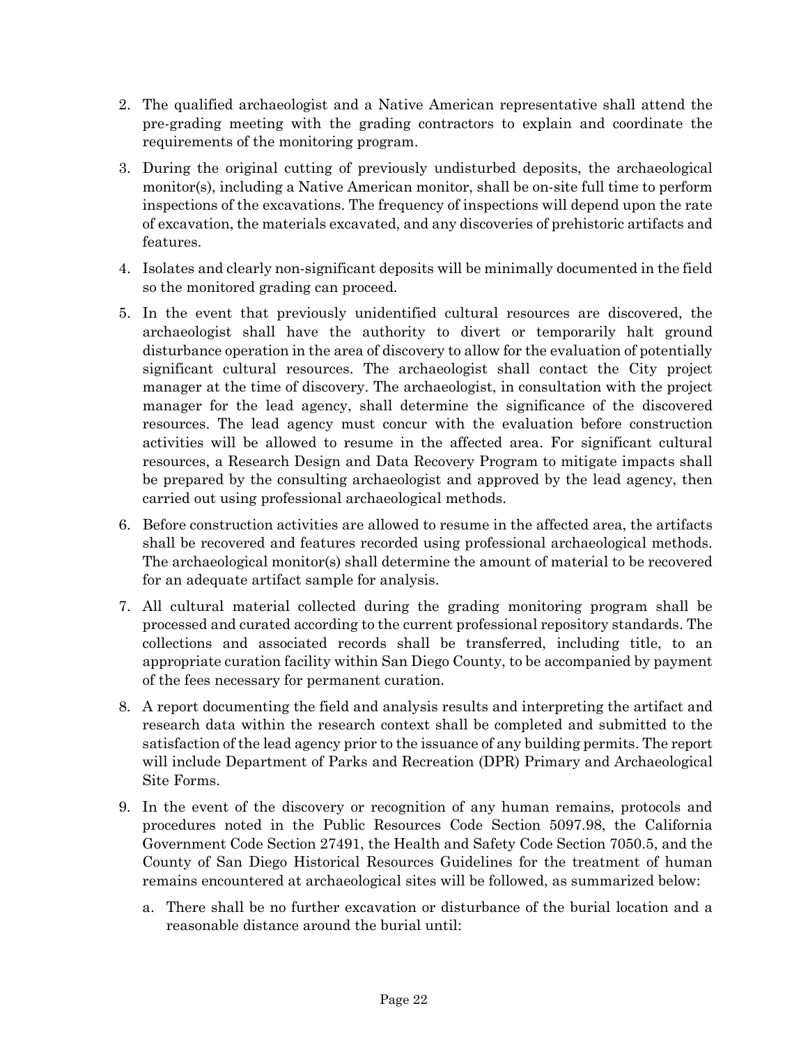2. The qualified archaeologist and a Native American representative shall attend the pre-grading meeting with the grading contractors to explain and coordinate the requirements of the monitoring program.
3. During the original cutting of previously undisturbed deposits, the archaeological monitor(s), including a Native American monitor, shall be on-site full time to perform inspections of the excavations. The frequency of inspections will depend upon the rate of excavation, the materials excavated, and any discoveries of prehistoric artifacts and features.
4. Isolates and clearly non-significant deposits will be minimally documented in the field so the monitored grading can proceed.
5. In the event that previously unidentified cultural resources are discovered, the archaeologist shall have the authority to divert or temporarily halt ground disturbance operation in the area of discovery to allow for the evaluation of potentially significant cultural resources. The archaeologist shall contact the City project manager at the time of discovery. The archaeologist, in consultation with the project manager for the lead agency, shall determine the significance of the discovered resources. The lead agency must concur with the evaluation before construction activities will be allowed to resume in the affected area. For significant cultural resources, a Research Design and Data Recovery Program to mitigate impacts shall be prepared by the consulting archaeologist and approved by the lead agency, then carried out using professional archaeological methods.
6. Before construction activities are allowed to resume in the affected area, the artifacts shall be recovered and features recorded using professional archaeological methods. The archaeological monitor(s) shall determine the amount of material to be recovered for an adequate artifact sample for analysis.
7. All cultural material collected during the grading monitoring program shall be processed and curated according to the current professional repository standards. The collections and associated records shall be transferred, including title, to an appropriate curation facility within San Diego County, to be accompanied by payment of the fees necessary for permanent curation.
8. A report documenting the field and analysis results and interpreting the artifact and research data within the research context shall be completed and submitted to the satisfaction of the lead agency prior to the issuance of any building permits. The report will include Department of Parks and Recreation (DPR) Primary and Archaeological Site Forms.
9. In the event of the discovery or recognition of any human remains, protocols and procedures noted in the Public Resources Code Section 5097.98, the California Government Code Section 27491, the Health and Safety Code Section 7050.5, and the County of San Diego Historical Resources Guidelines for the treatment of human remains encountered at archaeological sites will be followed, as summarized below:
   a. There shall be no further excavation or disturbance of the burial location and a reasonable distance around the burial until: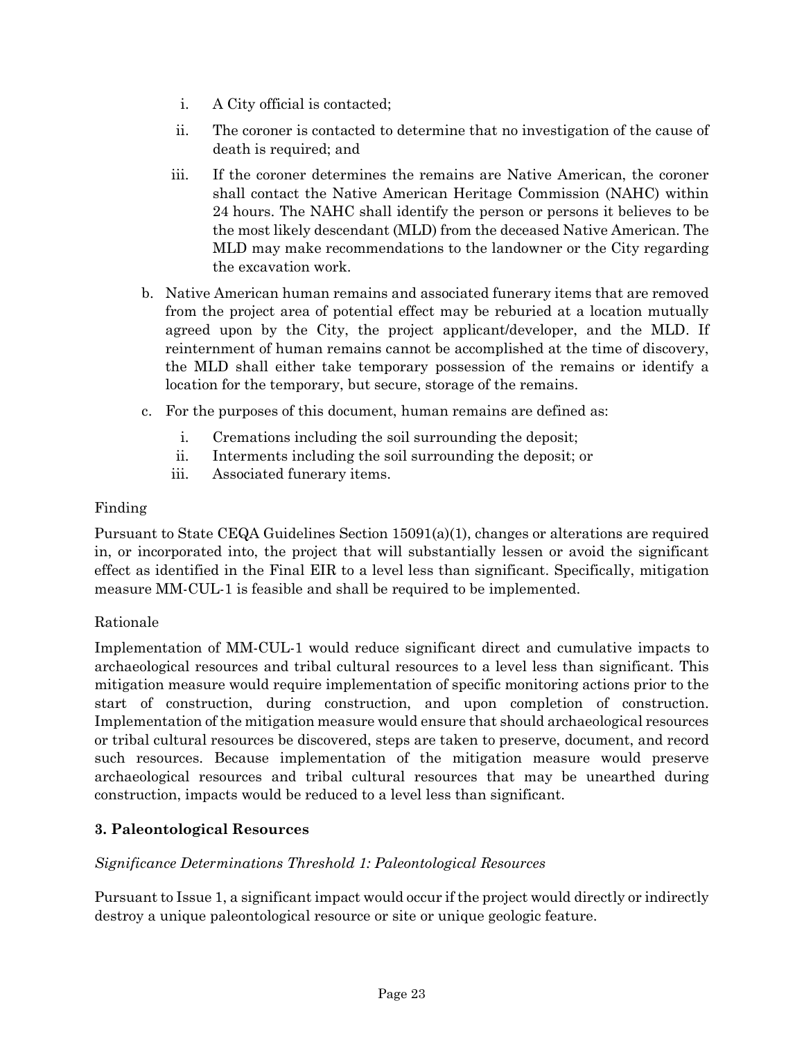i. A City official is contacted;

ii. The coroner is contacted to determine that no investigation of the cause of death is required; and

iii. If the coroner determines the remains are Native American, the coroner shall contact the Native American Heritage Commission (NAHC) within 24 hours. The NAHC shall identify the person or persons it believes to be the most likely descendant (MLD) from the deceased Native American. The MLD may make recommendations to the landowner or the City regarding the excavation work.

b. Native American human remains and associated funerary items that are removed from the project area of potential effect may be reburied at a location mutually agreed upon by the City, the project applicant/developer, and the MLD. If reinternment of human remains cannot be accomplished at the time of discovery, the MLD shall either take temporary possession of the remains or identify a location for the temporary, but secure, storage of the remains.

c. For the purposes of this document, human remains are defined as:

i. Cremations including the soil surrounding the deposit;
ii. Interments including the soil surrounding the deposit; or
iii. Associated funerary items.

Finding

Pursuant to State CEQA Guidelines Section 15091(a)(1), changes or alterations are required in, or incorporated into, the project that will substantially lessen or avoid the significant effect as identified in the Final EIR to a level less than significant. Specifically, mitigation measure MM-CUL-1 is feasible and shall be required to be implemented.

Rationale

Implementation of MM-CUL-1 would reduce significant direct and cumulative impacts to archaeological resources and tribal cultural resources to a level less than significant. This mitigation measure would require implementation of specific monitoring actions prior to the start of construction, during construction, and upon completion of construction. Implementation of the mitigation measure would ensure that should archaeological resources or tribal cultural resources be discovered, steps are taken to preserve, document, and record such resources. Because implementation of the mitigation measure would preserve archaeological resources and tribal cultural resources that may be unearthed during construction, impacts would be reduced to a level less than significant.

**3. Paleontological Resources**

*Significance Determinations Threshold 1: Paleontological Resources*

Pursuant to Issue 1, a significant impact would occur if the project would directly or indirectly destroy a unique paleontological resource or site or unique geologic feature.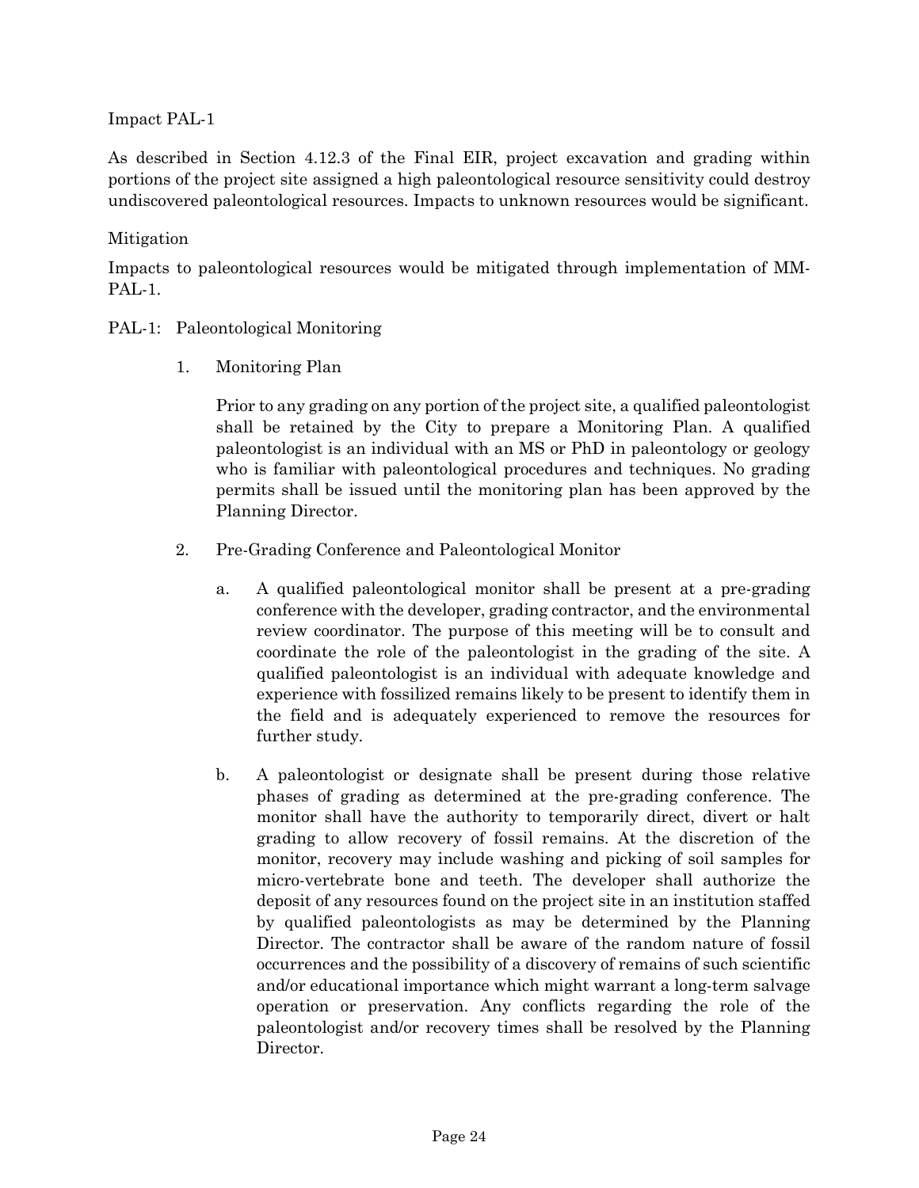Impact PAL-1

As described in Section 4.12.3 of the Final EIR, project excavation and grading within portions of the project site assigned a high paleontological resource sensitivity could destroy undiscovered paleontological resources. Impacts to unknown resources would be significant.

Mitigation

Impacts to paleontological resources would be mitigated through implementation of MM-PAL-1.

PAL-1: Paleontological Monitoring

1. Monitoring Plan

   Prior to any grading on any portion of the project site, a qualified paleontologist shall be retained by the City to prepare a Monitoring Plan. A qualified paleontologist is an individual with an MS or PhD in paleontology or geology who is familiar with paleontological procedures and techniques. No grading permits shall be issued until the monitoring plan has been approved by the Planning Director.

2. Pre-Grading Conference and Paleontological Monitor

   a. A qualified paleontological monitor shall be present at a pre-grading conference with the developer, grading contractor, and the environmental review coordinator. The purpose of this meeting will be to consult and coordinate the role of the paleontologist in the grading of the site. A qualified paleontologist is an individual with adequate knowledge and experience with fossilized remains likely to be present to identify them in the field and is adequately experienced to remove the resources for further study.

   b. A paleontologist or designate shall be present during those relative phases of grading as determined at the pre-grading conference. The monitor shall have the authority to temporarily direct, divert or halt grading to allow recovery of fossil remains. At the discretion of the monitor, recovery may include washing and picking of soil samples for micro-vertebrate bone and teeth. The developer shall authorize the deposit of any resources found on the project site in an institution staffed by qualified paleontologists as may be determined by the Planning Director. The contractor shall be aware of the random nature of fossil occurrences and the possibility of a discovery of remains of such scientific and/or educational importance which might warrant a long-term salvage operation or preservation. Any conflicts regarding the role of the paleontologist and/or recovery times shall be resolved by the Planning Director.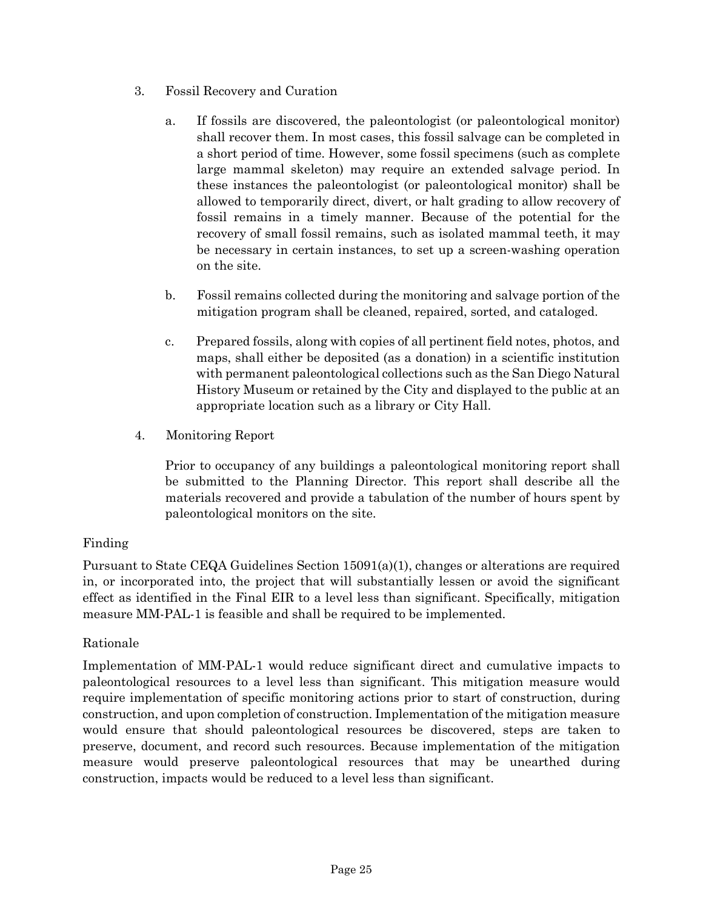3. Fossil Recovery and Curation

   a. If fossils are discovered, the paleontologist (or paleontological monitor) shall recover them. In most cases, this fossil salvage can be completed in a short period of time. However, some fossil specimens (such as complete large mammal skeleton) may require an extended salvage period. In these instances the paleontologist (or paleontological monitor) shall be allowed to temporarily direct, divert, or halt grading to allow recovery of fossil remains in a timely manner. Because of the potential for the recovery of small fossil remains, such as isolated mammal teeth, it may be necessary in certain instances, to set up a screen-washing operation on the site.

   b. Fossil remains collected during the monitoring and salvage portion of the mitigation program shall be cleaned, repaired, sorted, and cataloged.

   c. Prepared fossils, along with copies of all pertinent field notes, photos, and maps, shall either be deposited (as a donation) in a scientific institution with permanent paleontological collections such as the San Diego Natural History Museum or retained by the City and displayed to the public at an appropriate location such as a library or City Hall.

4. Monitoring Report

   Prior to occupancy of any buildings a paleontological monitoring report shall be submitted to the Planning Director. This report shall describe all the materials recovered and provide a tabulation of the number of hours spent by paleontological monitors on the site.

Finding

Pursuant to State CEQA Guidelines Section 15091(a)(1), changes or alterations are required in, or incorporated into, the project that will substantially lessen or avoid the significant effect as identified in the Final EIR to a level less than significant. Specifically, mitigation measure MM-PAL-1 is feasible and shall be required to be implemented.

Rationale

Implementation of MM-PAL-1 would reduce significant direct and cumulative impacts to paleontological resources to a level less than significant. This mitigation measure would require implementation of specific monitoring actions prior to start of construction, during construction, and upon completion of construction. Implementation of the mitigation measure would ensure that should paleontological resources be discovered, steps are taken to preserve, document, and record such resources. Because implementation of the mitigation measure would preserve paleontological resources that may be unearthed during construction, impacts would be reduced to a level less than significant.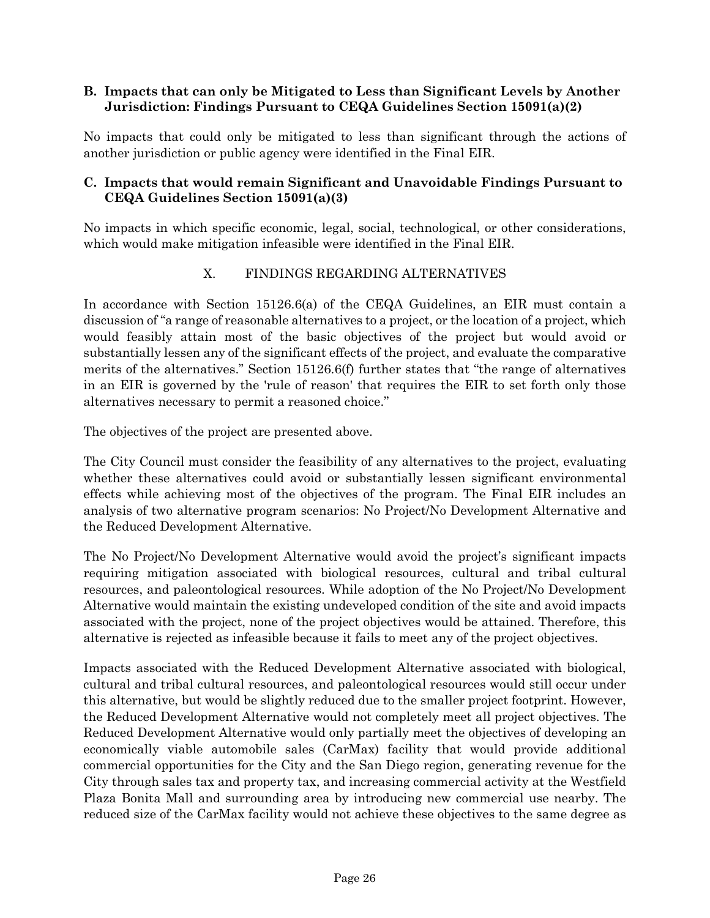### B. Impacts that can only be Mitigated to Less than Significant Levels by Another Jurisdiction: Findings Pursuant to CEQA Guidelines Section 15091(a)(2)

No impacts that could only be mitigated to less than significant through the actions of another jurisdiction or public agency were identified in the Final EIR.

### C. Impacts that would remain Significant and Unavoidable Findings Pursuant to CEQA Guidelines Section 15091(a)(3)

No impacts in which specific economic, legal, social, technological, or other considerations, which would make mitigation infeasible were identified in the Final EIR.

## X. FINDINGS REGARDING ALTERNATIVES

In accordance with Section 15126.6(a) of the CEQA Guidelines, an EIR must contain a discussion of "a range of reasonable alternatives to a project, or the location of a project, which would feasibly attain most of the basic objectives of the project but would avoid or substantially lessen any of the significant effects of the project, and evaluate the comparative merits of the alternatives." Section 15126.6(f) further states that "the range of alternatives in an EIR is governed by the 'rule of reason' that requires the EIR to set forth only those alternatives necessary to permit a reasoned choice."

The objectives of the project are presented above.

The City Council must consider the feasibility of any alternatives to the project, evaluating whether these alternatives could avoid or substantially lessen significant environmental effects while achieving most of the objectives of the program. The Final EIR includes an analysis of two alternative program scenarios: No Project/No Development Alternative and the Reduced Development Alternative.

The No Project/No Development Alternative would avoid the project's significant impacts requiring mitigation associated with biological resources, cultural and tribal cultural resources, and paleontological resources. While adoption of the No Project/No Development Alternative would maintain the existing undeveloped condition of the site and avoid impacts associated with the project, none of the project objectives would be attained. Therefore, this alternative is rejected as infeasible because it fails to meet any of the project objectives.

Impacts associated with the Reduced Development Alternative associated with biological, cultural and tribal cultural resources, and paleontological resources would still occur under this alternative, but would be slightly reduced due to the smaller project footprint. However, the Reduced Development Alternative would not completely meet all project objectives. The Reduced Development Alternative would only partially meet the objectives of developing an economically viable automobile sales (CarMax) facility that would provide additional commercial opportunities for the City and the San Diego region, generating revenue for the City through sales tax and property tax, and increasing commercial activity at the Westfield Plaza Bonita Mall and surrounding area by introducing new commercial use nearby. The reduced size of the CarMax facility would not achieve these objectives to the same degree as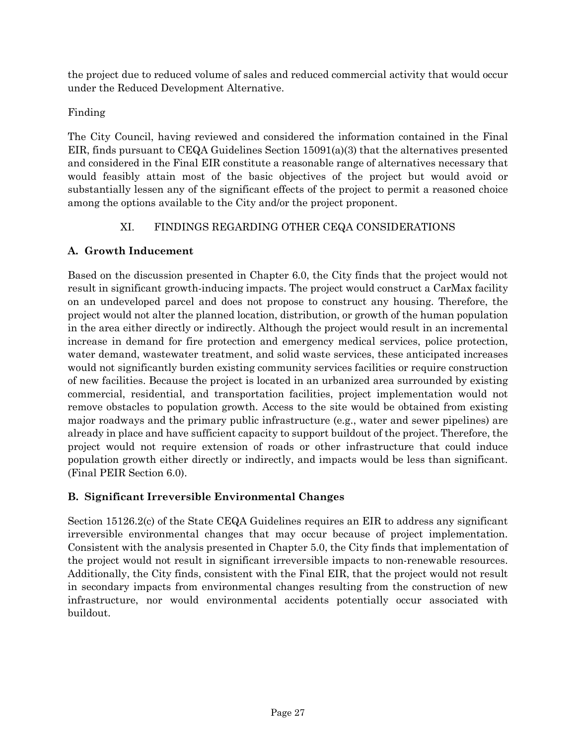the project due to reduced volume of sales and reduced commercial activity that would occur under the Reduced Development Alternative.

Finding

The City Council, having reviewed and considered the information contained in the Final EIR, finds pursuant to CEQA Guidelines Section 15091(a)(3) that the alternatives presented and considered in the Final EIR constitute a reasonable range of alternatives necessary that would feasibly attain most of the basic objectives of the project but would avoid or substantially lessen any of the significant effects of the project to permit a reasoned choice among the options available to the City and/or the project proponent.

## XI. FINDINGS REGARDING OTHER CEQA CONSIDERATIONS

### A. Growth Inducement

Based on the discussion presented in Chapter 6.0, the City finds that the project would not result in significant growth-inducing impacts. The project would construct a CarMax facility on an undeveloped parcel and does not propose to construct any housing. Therefore, the project would not alter the planned location, distribution, or growth of the human population in the area either directly or indirectly. Although the project would result in an incremental increase in demand for fire protection and emergency medical services, police protection, water demand, wastewater treatment, and solid waste services, these anticipated increases would not significantly burden existing community services facilities or require construction of new facilities. Because the project is located in an urbanized area surrounded by existing commercial, residential, and transportation facilities, project implementation would not remove obstacles to population growth. Access to the site would be obtained from existing major roadways and the primary public infrastructure (e.g., water and sewer pipelines) are already in place and have sufficient capacity to support buildout of the project. Therefore, the project would not require extension of roads or other infrastructure that could induce population growth either directly or indirectly, and impacts would be less than significant. (Final PEIR Section 6.0).

### B. Significant Irreversible Environmental Changes

Section 15126.2(c) of the State CEQA Guidelines requires an EIR to address any significant irreversible environmental changes that may occur because of project implementation. Consistent with the analysis presented in Chapter 5.0, the City finds that implementation of the project would not result in significant irreversible impacts to non-renewable resources. Additionally, the City finds, consistent with the Final EIR, that the project would not result in secondary impacts from environmental changes resulting from the construction of new infrastructure, nor would environmental accidents potentially occur associated with buildout.